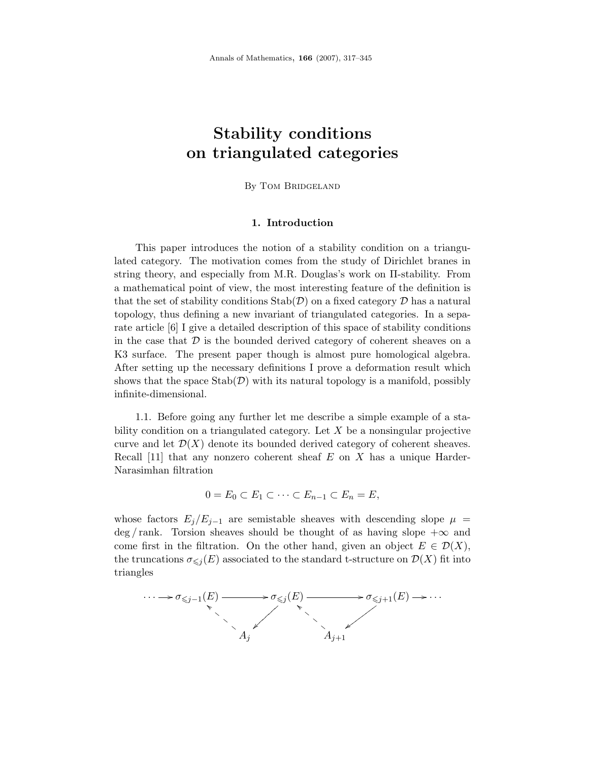# Stability conditions on triangulated categories

By Tom Bridgeland

## 1. Introduction

This paper introduces the notion of a stability condition on a triangulated category. The motivation comes from the study of Dirichlet branes in string theory, and especially from M.R. Douglas's work on Π-stability. From a mathematical point of view, the most interesting feature of the definition is that the set of stability conditions $\mathrm{Stab}(\mathcal{D})$ on a fixed category $\mathcal{D}$ has a natural topology, thus defining a new invariant of triangulated categories. In a separate article [6] I give a detailed description of this space of stability conditions in the case that $\mathcal{D}$ is the bounded derived category of coherent sheaves on a K3 surface. The present paper though is almost pure homological algebra. After setting up the necessary definitions I prove a deformation result which shows that the space $\mathrm{Stab}(\mathcal{D})$ with its natural topology is a manifold, possibly infinite-dimensional.

1.1. Before going any further let me describe a simple example of a stability condition on a triangulated category. Let $X$ be a nonsingular projective curve and let $\mathcal{D}(X)$ denote its bounded derived category of coherent sheaves. Recall [11] that any nonzero coherent sheaf $E$ on $X$ has a unique Harder-Narasimhan filtration

$$0 = E_0 \subset E_1 \subset \cdots \subset E_{n-1} \subset E_n = E,$$

whose factors $E_j/E_{j-1}$ are semistable sheaves with descending slope $\mu = \deg / \mathrm{rank}$. Torsion sheaves should be thought of as having slope $+\infty$ and come first in the filtration. On the other hand, given an object $E \in \mathcal{D}(X)$, the truncations $\sigma_{\leqslant j}(E)$ associated to the standard t-structure on $\mathcal{D}(X)$ fit into triangles

$$\begin{array}{ccccccc}
\cdots \longrightarrow \sigma_{\leqslant j-1}(E) & \longrightarrow & \sigma_{\leqslant j}(E) & \longrightarrow & \sigma_{\leqslant j+1}(E) & \longrightarrow \cdots \\
 \nwarrow & \swarrow & \nwarrow & \swarrow & & \\
 & A_j & & A_{j+1} & &
\end{array}$$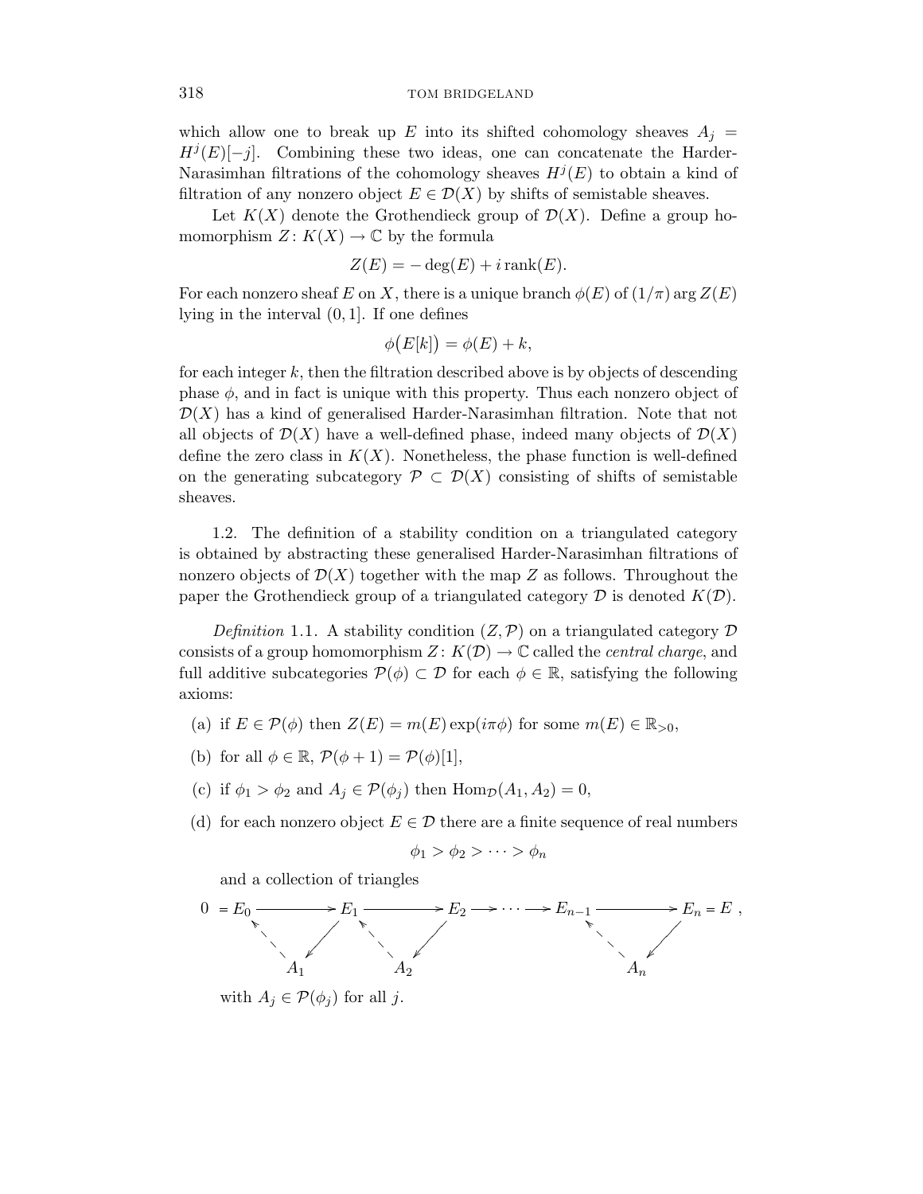which allow one to break up $E$ into its shifted cohomology sheaves $A_j = H^j(E)[-j]$. Combining these two ideas, one can concatenate the Harder-Narasimhan filtrations of the cohomology sheaves $H^j(E)$ to obtain a kind of filtration of any nonzero object $E \in \mathcal{D}(X)$ by shifts of semistable sheaves.

Let $K(X)$ denote the Grothendieck group of $\mathcal{D}(X)$. Define a group homomorphism $Z \colon K(X) \to \mathbb{C}$ by the formula

$$Z(E) = -\deg(E) + i \operatorname{rank}(E).$$

For each nonzero sheaf $E$ on $X$, there is a unique branch $\phi(E)$ of $(1/\pi) \arg Z(E)$ lying in the interval $(0, 1]$. If one defines

$$\phi\big(E[k]\big) = \phi(E) + k,$$

for each integer $k$, then the filtration described above is by objects of descending phase $\phi$, and in fact is unique with this property. Thus each nonzero object of $\mathcal{D}(X)$ has a kind of generalised Harder-Narasimhan filtration. Note that not all objects of $\mathcal{D}(X)$ have a well-defined phase, indeed many objects of $\mathcal{D}(X)$ define the zero class in $K(X)$. Nonetheless, the phase function is well-defined on the generating subcategory $\mathcal{P} \subset \mathcal{D}(X)$ consisting of shifts of semistable sheaves.

1.2. The definition of a stability condition on a triangulated category is obtained by abstracting these generalised Harder-Narasimhan filtrations of nonzero objects of $\mathcal{D}(X)$ together with the map $Z$ as follows. Throughout the paper the Grothendieck group of a triangulated category $\mathcal{D}$ is denoted $K(\mathcal{D})$.

*Definition* 1.1. A stability condition $(Z, \mathcal{P})$ on a triangulated category $\mathcal{D}$ consists of a group homomorphism $Z \colon K(\mathcal{D}) \to \mathbb{C}$ called the *central charge*, and full additive subcategories $\mathcal{P}(\phi) \subset \mathcal{D}$ for each $\phi \in \mathbb{R}$, satisfying the following axioms:

(a) if $E \in \mathcal{P}(\phi)$ then $Z(E) = m(E)\exp(i\pi\phi)$ for some $m(E) \in \mathbb{R}_{>0}$,

(b) for all $\phi \in \mathbb{R}$, $\mathcal{P}(\phi + 1) = \mathcal{P}(\phi)[1]$,

(c) if $\phi_1 > \phi_2$ and $A_j \in \mathcal{P}(\phi_j)$ then $\operatorname{Hom}_{\mathcal{D}}(A_1, A_2) = 0$,

(d) for each nonzero object $E \in \mathcal{D}$ there are a finite sequence of real numbers

$$\phi_1 > \phi_2 > \cdots > \phi_n$$

and a collection of triangles

$$0 = E_0 \longrightarrow E_1 \longrightarrow E_2 \longrightarrow \cdots \longrightarrow E_{n-1} \longrightarrow E_n = E,$$

with triangles $E_{j-1} \to E_j \to A_j \dashrightarrow E_{j-1}$ for $j = 1, \ldots, n$,

with $A_j \in \mathcal{P}(\phi_j)$ for all $j$.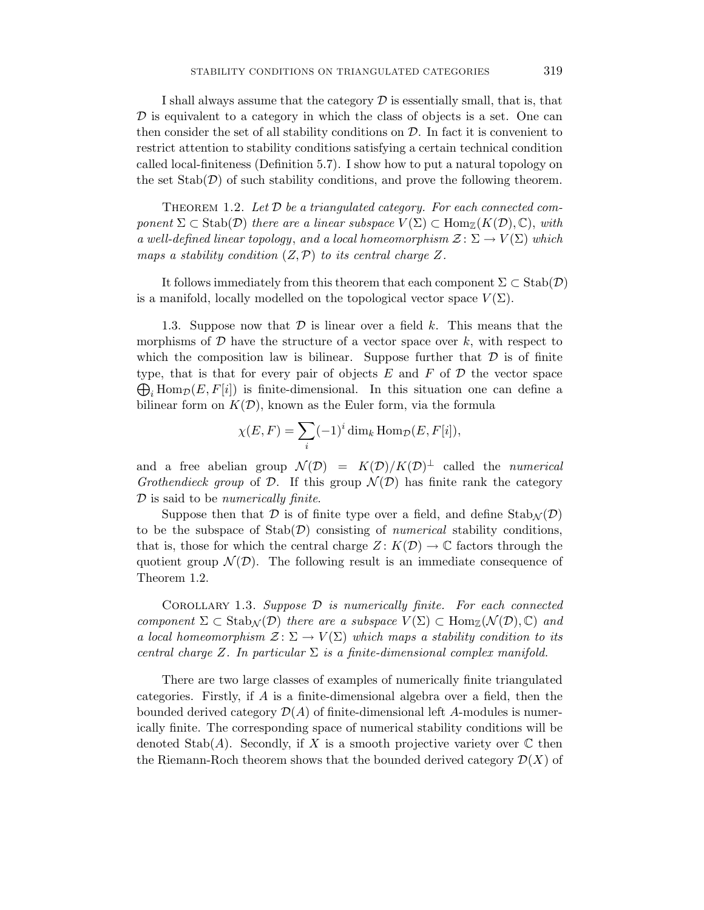I shall always assume that the category $\mathcal{D}$ is essentially small, that is, that $\mathcal{D}$ is equivalent to a category in which the class of objects is a set. One can then consider the set of all stability conditions on $\mathcal{D}$. In fact it is convenient to restrict attention to stability conditions satisfying a certain technical condition called local-finiteness (Definition 5.7). I show how to put a natural topology on the set $\operatorname{Stab}(\mathcal{D})$ of such stability conditions, and prove the following theorem.

Theorem 1.2. *Let $\mathcal{D}$ be a triangulated category. For each connected component $\Sigma \subset \operatorname{Stab}(\mathcal{D})$ there are a linear subspace $V(\Sigma) \subset \operatorname{Hom}_{\mathbb{Z}}(K(\mathcal{D}), \mathbb{C})$, with a well-defined linear topology, and a local homeomorphism $\mathcal{Z}\colon \Sigma \to V(\Sigma)$ which maps a stability condition $(Z, \mathcal{P})$ to its central charge $Z$.*

It follows immediately from this theorem that each component $\Sigma \subset \operatorname{Stab}(\mathcal{D})$ is a manifold, locally modelled on the topological vector space $V(\Sigma)$.

1.3. Suppose now that $\mathcal{D}$ is linear over a field $k$. This means that the morphisms of $\mathcal{D}$ have the structure of a vector space over $k$, with respect to which the composition law is bilinear. Suppose further that $\mathcal{D}$ is of finite type, that is that for every pair of objects $E$ and $F$ of $\mathcal{D}$ the vector space $\bigoplus_i \operatorname{Hom}_{\mathcal{D}}(E, F[i])$ is finite-dimensional. In this situation one can define a bilinear form on $K(\mathcal{D})$, known as the Euler form, via the formula

$$\chi(E, F) = \sum_i (-1)^i \dim_k \operatorname{Hom}_{\mathcal{D}}(E, F[i]),$$

and a free abelian group $\mathcal{N}(\mathcal{D}) = K(\mathcal{D})/K(\mathcal{D})^{\perp}$ called the *numerical Grothendieck group* of $\mathcal{D}$. If this group $\mathcal{N}(\mathcal{D})$ has finite rank the category $\mathcal{D}$ is said to be *numerically finite*.

Suppose then that $\mathcal{D}$ is of finite type over a field, and define $\operatorname{Stab}_{\mathcal{N}}(\mathcal{D})$ to be the subspace of $\operatorname{Stab}(\mathcal{D})$ consisting of *numerical* stability conditions, that is, those for which the central charge $Z\colon K(\mathcal{D}) \to \mathbb{C}$ factors through the quotient group $\mathcal{N}(\mathcal{D})$. The following result is an immediate consequence of Theorem 1.2.

Corollary 1.3. *Suppose $\mathcal{D}$ is numerically finite. For each connected component $\Sigma \subset \operatorname{Stab}_{\mathcal{N}}(\mathcal{D})$ there are a subspace $V(\Sigma) \subset \operatorname{Hom}_{\mathbb{Z}}(\mathcal{N}(\mathcal{D}), \mathbb{C})$ and a local homeomorphism $\mathcal{Z}\colon \Sigma \to V(\Sigma)$ which maps a stability condition to its central charge $Z$. In particular $\Sigma$ is a finite-dimensional complex manifold.*

There are two large classes of examples of numerically finite triangulated categories. Firstly, if $A$ is a finite-dimensional algebra over a field, then the bounded derived category $\mathcal{D}(A)$ of finite-dimensional left $A$-modules is numerically finite. The corresponding space of numerical stability conditions will be denoted $\operatorname{Stab}(A)$. Secondly, if $X$ is a smooth projective variety over $\mathbb{C}$ then the Riemann-Roch theorem shows that the bounded derived category $\mathcal{D}(X)$ of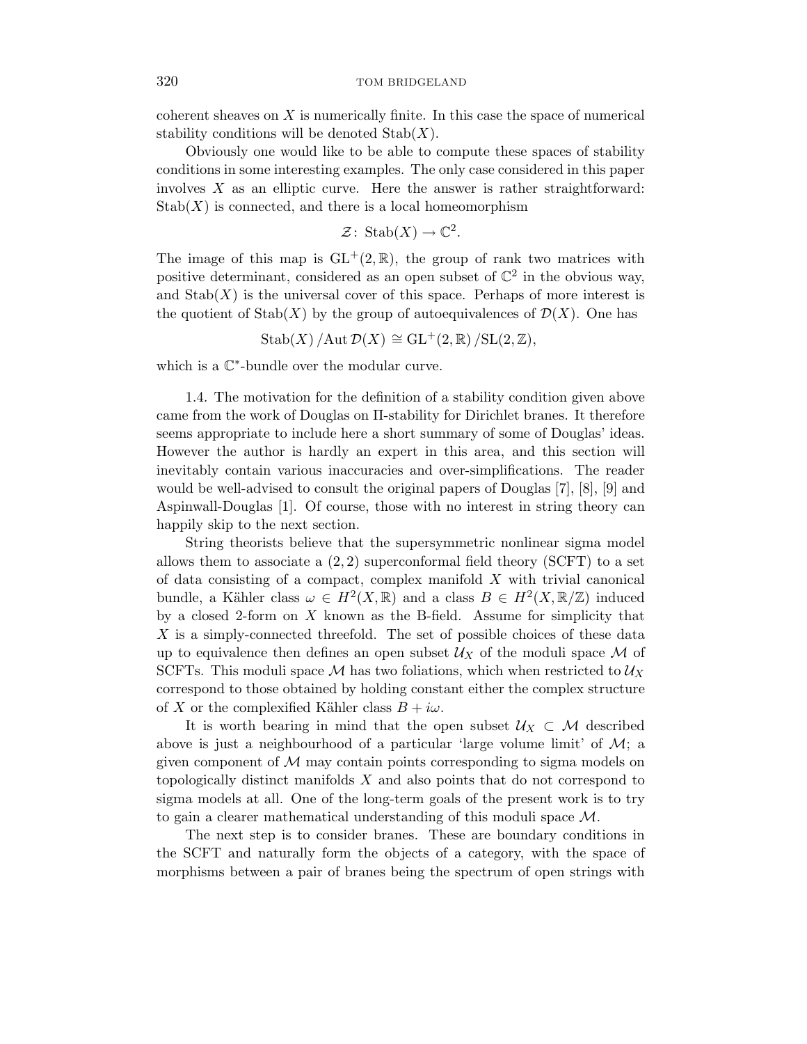coherent sheaves on $X$ is numerically finite. In this case the space of numerical stability conditions will be denoted $\mathrm{Stab}(X)$.

Obviously one would like to be able to compute these spaces of stability conditions in some interesting examples. The only case considered in this paper involves $X$ as an elliptic curve. Here the answer is rather straightforward: $\mathrm{Stab}(X)$ is connected, and there is a local homeomorphism

$$\mathcal{Z}\colon \mathrm{Stab}(X) \to \mathbb{C}^2.$$

The image of this map is $\mathrm{GL}^+(2,\mathbb{R})$, the group of rank two matrices with positive determinant, considered as an open subset of $\mathbb{C}^2$ in the obvious way, and $\mathrm{Stab}(X)$ is the universal cover of this space. Perhaps of more interest is the quotient of $\mathrm{Stab}(X)$ by the group of autoequivalences of $\mathcal{D}(X)$. One has

$$\mathrm{Stab}(X)\,/\mathrm{Aut}\,\mathcal{D}(X) \cong \mathrm{GL}^+(2,\mathbb{R})\,/\mathrm{SL}(2,\mathbb{Z}),$$

which is a $\mathbb{C}^*$-bundle over the modular curve.

1.4. The motivation for the definition of a stability condition given above came from the work of Douglas on Π-stability for Dirichlet branes. It therefore seems appropriate to include here a short summary of some of Douglas' ideas. However the author is hardly an expert in this area, and this section will inevitably contain various inaccuracies and over-simplifications. The reader would be well-advised to consult the original papers of Douglas [7], [8], [9] and Aspinwall-Douglas [1]. Of course, those with no interest in string theory can happily skip to the next section.

String theorists believe that the supersymmetric nonlinear sigma model allows them to associate a $(2,2)$ superconformal field theory (SCFT) to a set of data consisting of a compact, complex manifold $X$ with trivial canonical bundle, a Kähler class $\omega \in H^2(X,\mathbb{R})$ and a class $B \in H^2(X,\mathbb{R}/\mathbb{Z})$ induced by a closed 2-form on $X$ known as the B-field. Assume for simplicity that $X$ is a simply-connected threefold. The set of possible choices of these data up to equivalence then defines an open subset $\mathcal{U}_X$ of the moduli space $\mathcal{M}$ of SCFTs. This moduli space $\mathcal{M}$ has two foliations, which when restricted to $\mathcal{U}_X$ correspond to those obtained by holding constant either the complex structure of $X$ or the complexified Kähler class $B + i\omega$.

It is worth bearing in mind that the open subset $\mathcal{U}_X \subset \mathcal{M}$ described above is just a neighbourhood of a particular 'large volume limit' of $\mathcal{M}$; a given component of $\mathcal{M}$ may contain points corresponding to sigma models on topologically distinct manifolds $X$ and also points that do not correspond to sigma models at all. One of the long-term goals of the present work is to try to gain a clearer mathematical understanding of this moduli space $\mathcal{M}$.

The next step is to consider branes. These are boundary conditions in the SCFT and naturally form the objects of a category, with the space of morphisms between a pair of branes being the spectrum of open strings with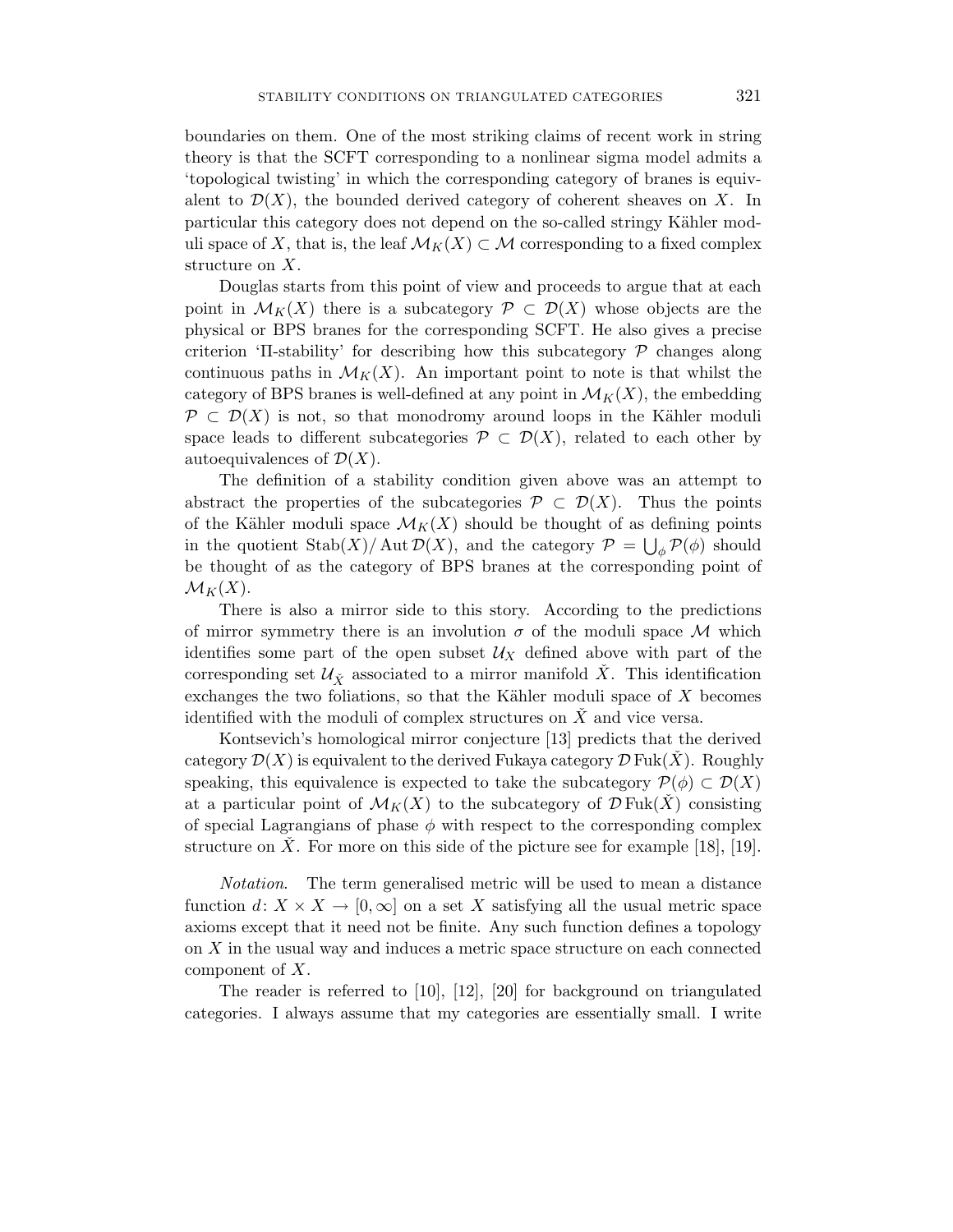boundaries on them. One of the most striking claims of recent work in string theory is that the SCFT corresponding to a nonlinear sigma model admits a 'topological twisting' in which the corresponding category of branes is equivalent to $\mathcal{D}(X)$, the bounded derived category of coherent sheaves on $X$. In particular this category does not depend on the so-called stringy Kähler moduli space of $X$, that is, the leaf $\mathcal{M}_K(X) \subset \mathcal{M}$ corresponding to a fixed complex structure on $X$.

Douglas starts from this point of view and proceeds to argue that at each point in $\mathcal{M}_K(X)$ there is a subcategory $\mathcal{P} \subset \mathcal{D}(X)$ whose objects are the physical or BPS branes for the corresponding SCFT. He also gives a precise criterion 'Π-stability' for describing how this subcategory $\mathcal{P}$ changes along continuous paths in $\mathcal{M}_K(X)$. An important point to note is that whilst the category of BPS branes is well-defined at any point in $\mathcal{M}_K(X)$, the embedding $\mathcal{P} \subset \mathcal{D}(X)$ is not, so that monodromy around loops in the Kähler moduli space leads to different subcategories $\mathcal{P} \subset \mathcal{D}(X)$, related to each other by autoequivalences of $\mathcal{D}(X)$.

The definition of a stability condition given above was an attempt to abstract the properties of the subcategories $\mathcal{P} \subset \mathcal{D}(X)$. Thus the points of the Kähler moduli space $\mathcal{M}_K(X)$ should be thought of as defining points in the quotient $\operatorname{Stab}(X)/\operatorname{Aut}\mathcal{D}(X)$, and the category $\mathcal{P} = \bigcup_\phi \mathcal{P}(\phi)$ should be thought of as the category of BPS branes at the corresponding point of $\mathcal{M}_K(X)$.

There is also a mirror side to this story. According to the predictions of mirror symmetry there is an involution $\sigma$ of the moduli space $\mathcal{M}$ which identifies some part of the open subset $\mathcal{U}_X$ defined above with part of the corresponding set $\mathcal{U}_{\check{X}}$ associated to a mirror manifold $\check{X}$. This identification exchanges the two foliations, so that the Kähler moduli space of $X$ becomes identified with the moduli of complex structures on $\check{X}$ and vice versa.

Kontsevich's homological mirror conjecture [13] predicts that the derived category $\mathcal{D}(X)$ is equivalent to the derived Fukaya category $\mathcal{D}\operatorname{Fuk}(\check{X})$. Roughly speaking, this equivalence is expected to take the subcategory $\mathcal{P}(\phi) \subset \mathcal{D}(X)$ at a particular point of $\mathcal{M}_K(X)$ to the subcategory of $\mathcal{D}\operatorname{Fuk}(\check{X})$ consisting of special Lagrangians of phase $\phi$ with respect to the corresponding complex structure on $\check{X}$. For more on this side of the picture see for example [18], [19].

*Notation*. The term generalised metric will be used to mean a distance function $d\colon X \times X \to [0, \infty]$ on a set $X$ satisfying all the usual metric space axioms except that it need not be finite. Any such function defines a topology on $X$ in the usual way and induces a metric space structure on each connected component of $X$.

The reader is referred to [10], [12], [20] for background on triangulated categories. I always assume that my categories are essentially small. I write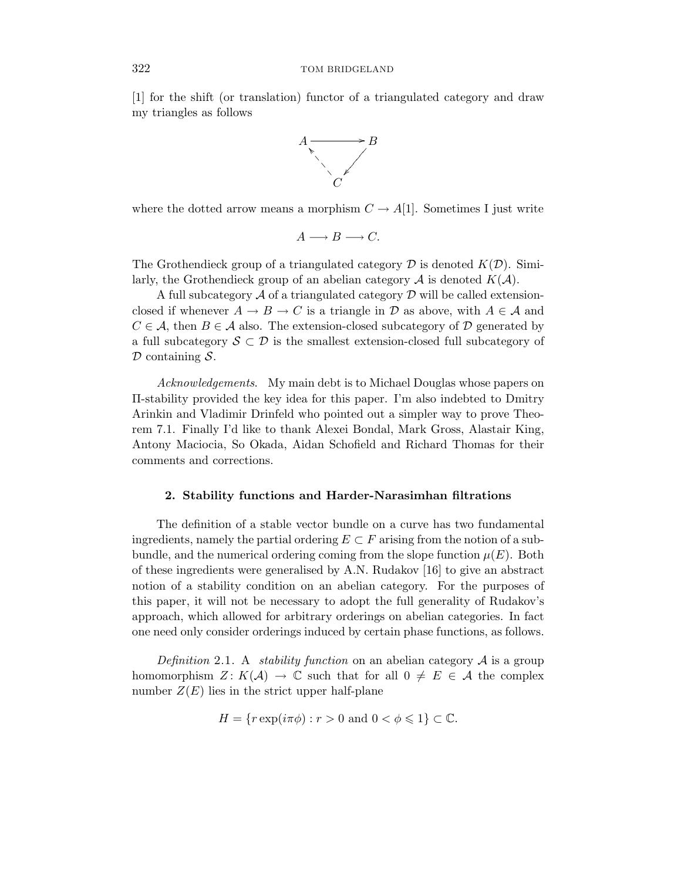[1] for the shift (or translation) functor of a triangulated category and draw my triangles as follows

$$\begin{array}{ccc} A & \longrightarrow & B \\ & \nwarrow \; \swarrow & \\ & C & \end{array}$$

where the dotted arrow means a morphism $C \to A[1]$. Sometimes I just write

$$A \longrightarrow B \longrightarrow C.$$

The Grothendieck group of a triangulated category $\mathcal{D}$ is denoted $K(\mathcal{D})$. Similarly, the Grothendieck group of an abelian category $\mathcal{A}$ is denoted $K(\mathcal{A})$.

A full subcategory $\mathcal{A}$ of a triangulated category $\mathcal{D}$ will be called extension-closed if whenever $A \to B \to C$ is a triangle in $\mathcal{D}$ as above, with $A \in \mathcal{A}$ and $C \in \mathcal{A}$, then $B \in \mathcal{A}$ also. The extension-closed subcategory of $\mathcal{D}$ generated by a full subcategory $\mathcal{S} \subset \mathcal{D}$ is the smallest extension-closed full subcategory of $\mathcal{D}$ containing $\mathcal{S}$.

*Acknowledgements.* My main debt is to Michael Douglas whose papers on Π-stability provided the key idea for this paper. I'm also indebted to Dmitry Arinkin and Vladimir Drinfeld who pointed out a simpler way to prove Theorem 7.1. Finally I'd like to thank Alexei Bondal, Mark Gross, Alastair King, Antony Maciocia, So Okada, Aidan Schofield and Richard Thomas for their comments and corrections.

## 2. Stability functions and Harder-Narasimhan filtrations

The definition of a stable vector bundle on a curve has two fundamental ingredients, namely the partial ordering $E \subset F$ arising from the notion of a subbundle, and the numerical ordering coming from the slope function $\mu(E)$. Both of these ingredients were generalised by A.N. Rudakov [16] to give an abstract notion of a stability condition on an abelian category. For the purposes of this paper, it will not be necessary to adopt the full generality of Rudakov's approach, which allowed for arbitrary orderings on abelian categories. In fact one need only consider orderings induced by certain phase functions, as follows.

*Definition* 2.1. A *stability function* on an abelian category $\mathcal{A}$ is a group homomorphism $Z\colon K(\mathcal{A}) \to \mathbb{C}$ such that for all $0 \neq E \in \mathcal{A}$ the complex number $Z(E)$ lies in the strict upper half-plane

$$H = \{r \exp(i\pi\phi) : r > 0 \text{ and } 0 < \phi \leqslant 1\} \subset \mathbb{C}.$$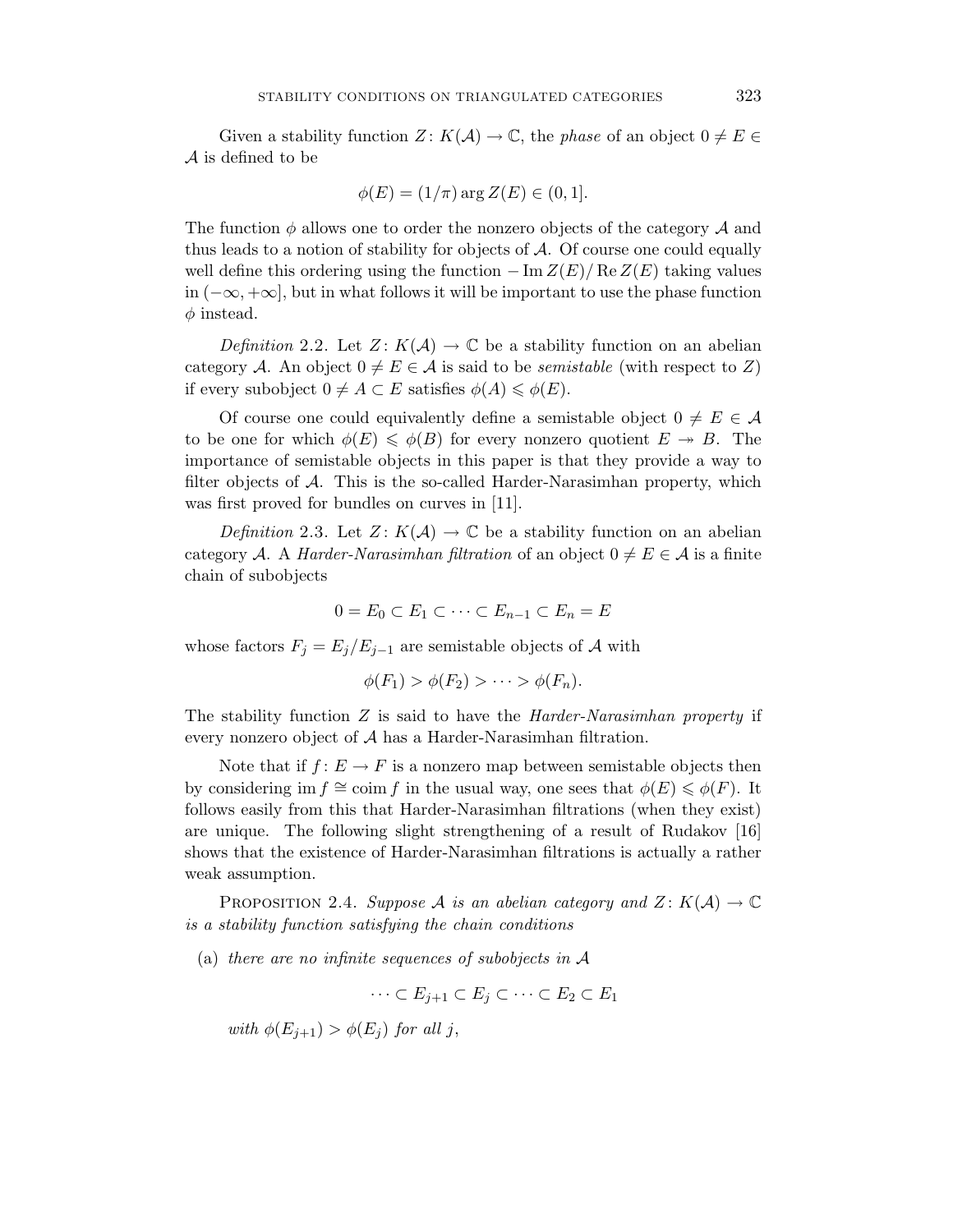Given a stability function $Z\colon K(\mathcal{A}) \to \mathbb{C}$, the *phase* of an object $0 \neq E \in \mathcal{A}$ is defined to be

$$\phi(E) = (1/\pi) \arg Z(E) \in (0, 1].$$

The function $\phi$ allows one to order the nonzero objects of the category $\mathcal{A}$ and thus leads to a notion of stability for objects of $\mathcal{A}$. Of course one could equally well define this ordering using the function $-\operatorname{Im} Z(E)/\operatorname{Re} Z(E)$ taking values in $(-\infty, +\infty]$, but in what follows it will be important to use the phase function $\phi$ instead.

*Definition* 2.2. Let $Z\colon K(\mathcal{A}) \to \mathbb{C}$ be a stability function on an abelian category $\mathcal{A}$. An object $0 \neq E \in \mathcal{A}$ is said to be *semistable* (with respect to $Z$) if every subobject $0 \neq A \subset E$ satisfies $\phi(A) \leqslant \phi(E)$.

Of course one could equivalently define a semistable object $0 \neq E \in \mathcal{A}$ to be one for which $\phi(E) \leqslant \phi(B)$ for every nonzero quotient $E \twoheadrightarrow B$. The importance of semistable objects in this paper is that they provide a way to filter objects of $\mathcal{A}$. This is the so-called Harder-Narasimhan property, which was first proved for bundles on curves in [11].

*Definition* 2.3. Let $Z\colon K(\mathcal{A}) \to \mathbb{C}$ be a stability function on an abelian category $\mathcal{A}$. A *Harder-Narasimhan filtration* of an object $0 \neq E \in \mathcal{A}$ is a finite chain of subobjects

$$0 = E_0 \subset E_1 \subset \cdots \subset E_{n-1} \subset E_n = E$$

whose factors $F_j = E_j/E_{j-1}$ are semistable objects of $\mathcal{A}$ with

$$\phi(F_1) > \phi(F_2) > \cdots > \phi(F_n).$$

The stability function $Z$ is said to have the *Harder-Narasimhan property* if every nonzero object of $\mathcal{A}$ has a Harder-Narasimhan filtration.

Note that if $f\colon E \to F$ is a nonzero map between semistable objects then by considering $\operatorname{im} f \cong \operatorname{coim} f$ in the usual way, one sees that $\phi(E) \leqslant \phi(F)$. It follows easily from this that Harder-Narasimhan filtrations (when they exist) are unique. The following slight strengthening of a result of Rudakov [16] shows that the existence of Harder-Narasimhan filtrations is actually a rather weak assumption.

Proposition 2.4. *Suppose $\mathcal{A}$ is an abelian category and $Z\colon K(\mathcal{A}) \to \mathbb{C}$ is a stability function satisfying the chain conditions*

(a) *there are no infinite sequences of subobjects in $\mathcal{A}$*

$$\cdots \subset E_{j+1} \subset E_j \subset \cdots \subset E_2 \subset E_1$$

*with $\phi(E_{j+1}) > \phi(E_j)$ for all $j$,*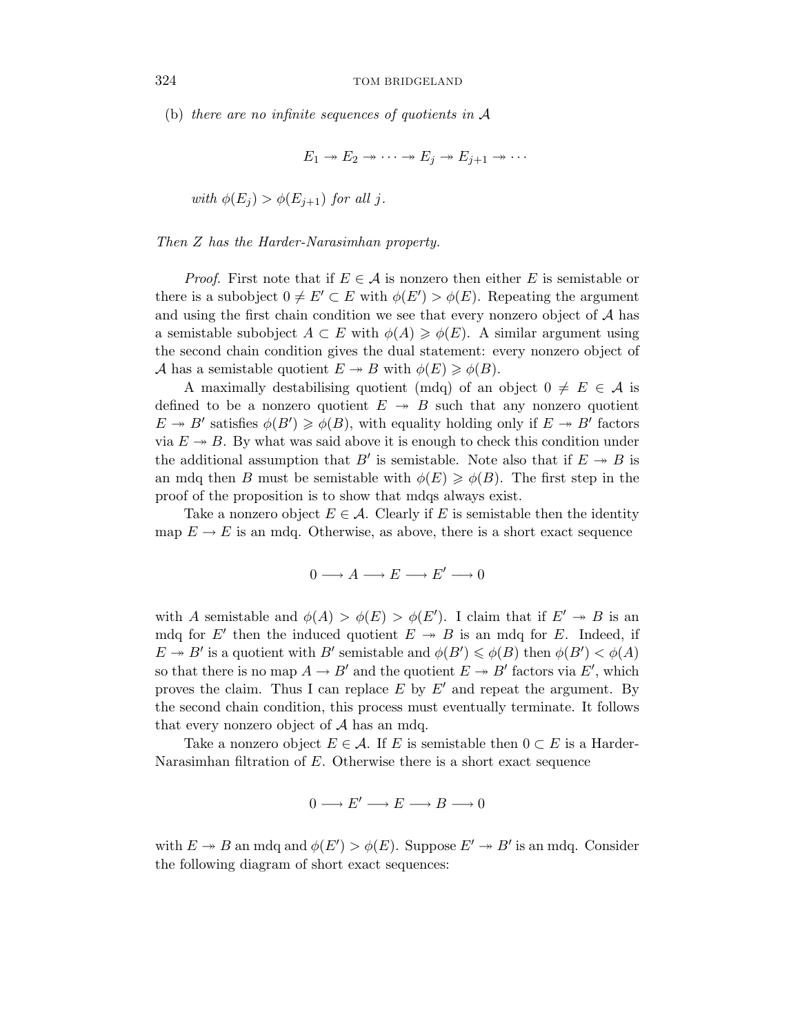(b) *there are no infinite sequences of quotients in* $\mathcal{A}$

$$E_1 \twoheadrightarrow E_2 \twoheadrightarrow \cdots \twoheadrightarrow E_j \twoheadrightarrow E_{j+1} \twoheadrightarrow \cdots$$

*with* $\phi(E_j) > \phi(E_{j+1})$ *for all* $j$.

*Then* $Z$ *has the Harder-Narasimhan property.*

*Proof.* First note that if $E \in \mathcal{A}$ is nonzero then either $E$ is semistable or there is a subobject $0 \neq E' \subset E$ with $\phi(E') > \phi(E)$. Repeating the argument and using the first chain condition we see that every nonzero object of $\mathcal{A}$ has a semistable subobject $A \subset E$ with $\phi(A) \geqslant \phi(E)$. A similar argument using the second chain condition gives the dual statement: every nonzero object of $\mathcal{A}$ has a semistable quotient $E \twoheadrightarrow B$ with $\phi(E) \geqslant \phi(B)$.

A maximally destabilising quotient (mdq) of an object $0 \neq E \in \mathcal{A}$ is defined to be a nonzero quotient $E \twoheadrightarrow B$ such that any nonzero quotient $E \twoheadrightarrow B'$ satisfies $\phi(B') \geqslant \phi(B)$, with equality holding only if $E \twoheadrightarrow B'$ factors via $E \twoheadrightarrow B$. By what was said above it is enough to check this condition under the additional assumption that $B'$ is semistable. Note also that if $E \twoheadrightarrow B$ is an mdq then $B$ must be semistable with $\phi(E) \geqslant \phi(B)$. The first step in the proof of the proposition is to show that mdqs always exist.

Take a nonzero object $E \in \mathcal{A}$. Clearly if $E$ is semistable then the identity map $E \to E$ is an mdq. Otherwise, as above, there is a short exact sequence

$$0 \longrightarrow A \longrightarrow E \longrightarrow E' \longrightarrow 0$$

with $A$ semistable and $\phi(A) > \phi(E) > \phi(E')$. I claim that if $E' \twoheadrightarrow B$ is an mdq for $E'$ then the induced quotient $E \twoheadrightarrow B$ is an mdq for $E$. Indeed, if $E \twoheadrightarrow B'$ is a quotient with $B'$ semistable and $\phi(B') \leqslant \phi(B)$ then $\phi(B') < \phi(A)$ so that there is no map $A \to B'$ and the quotient $E \twoheadrightarrow B'$ factors via $E'$, which proves the claim. Thus I can replace $E$ by $E'$ and repeat the argument. By the second chain condition, this process must eventually terminate. It follows that every nonzero object of $\mathcal{A}$ has an mdq.

Take a nonzero object $E \in \mathcal{A}$. If $E$ is semistable then $0 \subset E$ is a Harder-Narasimhan filtration of $E$. Otherwise there is a short exact sequence

$$0 \longrightarrow E' \longrightarrow E \longrightarrow B \longrightarrow 0$$

with $E \twoheadrightarrow B$ an mdq and $\phi(E') > \phi(E)$. Suppose $E' \twoheadrightarrow B'$ is an mdq. Consider the following diagram of short exact sequences: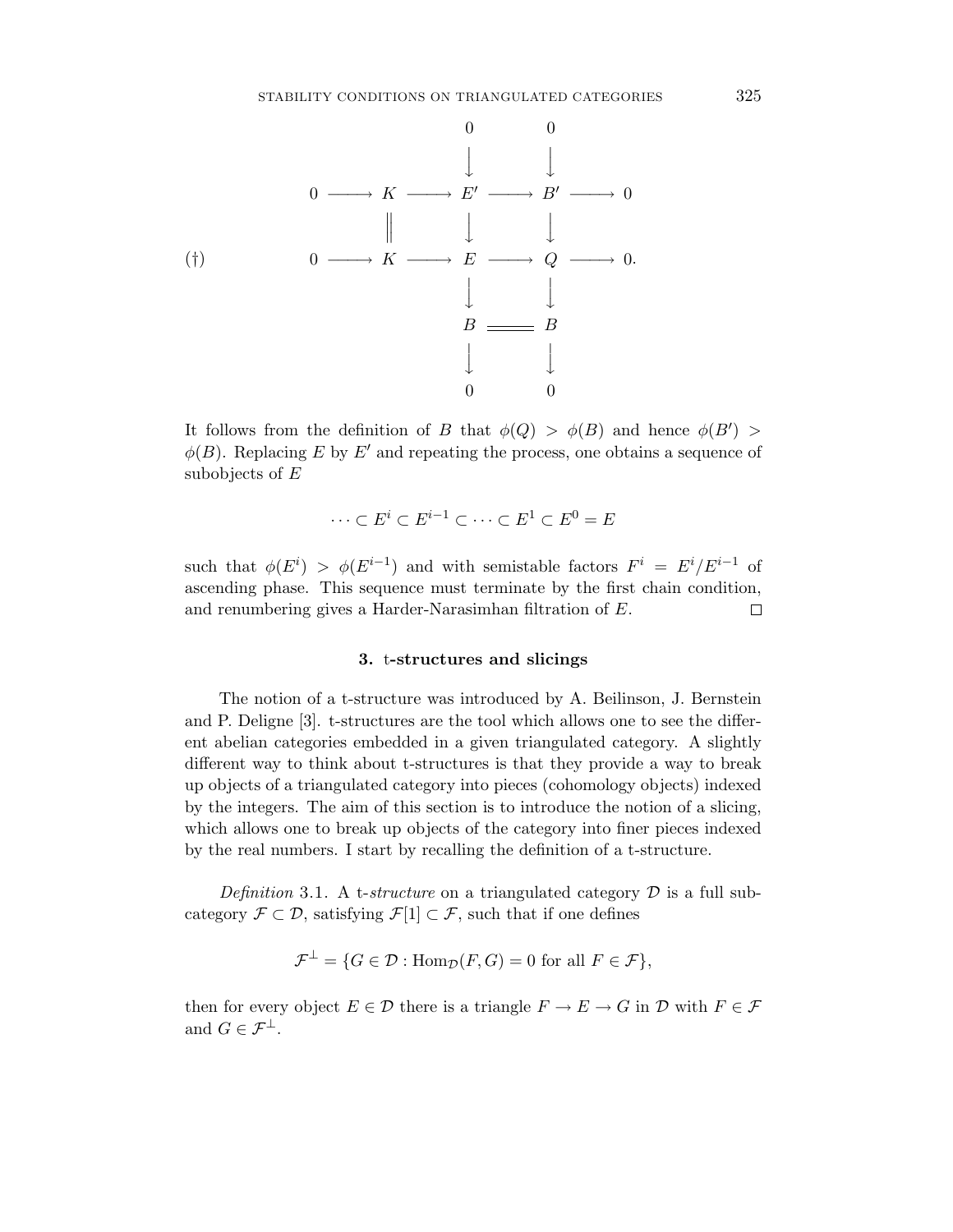$$
(\dagger) \qquad \begin{array}{ccccccccc}
 & & & & 0 & & 0 & & \\
 & & & & \downarrow & & \downarrow & & \\
0 & \longrightarrow & K & \longrightarrow & E' & \longrightarrow & B' & \longrightarrow & 0 \\
 & & \| & & \downarrow & & \downarrow & & \\
0 & \longrightarrow & K & \longrightarrow & E & \longrightarrow & Q & \longrightarrow & 0. \\
 & & & & \downarrow & & \downarrow & & \\
 & & & & B & = & B & & \\
 & & & & \downarrow & & \downarrow & & \\
 & & & & 0 & & 0 & &
\end{array}
$$

It follows from the definition of $B$ that $\phi(Q) > \phi(B)$ and hence $\phi(B') > \phi(B)$. Replacing $E$ by $E'$ and repeating the process, one obtains a sequence of subobjects of $E$

$$
\cdots \subset E^i \subset E^{i-1} \subset \cdots \subset E^1 \subset E^0 = E
$$

such that $\phi(E^i) > \phi(E^{i-1})$ and with semistable factors $F^i = E^i/E^{i-1}$ of ascending phase. This sequence must terminate by the first chain condition, and renumbering gives a Harder-Narasimhan filtration of $E$. □

### 3. t-structures and slicings

The notion of a t-structure was introduced by A. Beilinson, J. Bernstein and P. Deligne [3]. t-structures are the tool which allows one to see the different abelian categories embedded in a given triangulated category. A slightly different way to think about t-structures is that they provide a way to break up objects of a triangulated category into pieces (cohomology objects) indexed by the integers. The aim of this section is to introduce the notion of a slicing, which allows one to break up objects of the category into finer pieces indexed by the real numbers. I start by recalling the definition of a t-structure.

*Definition* 3.1. A t-*structure* on a triangulated category $\mathcal{D}$ is a full subcategory $\mathcal{F} \subset \mathcal{D}$, satisfying $\mathcal{F}[1] \subset \mathcal{F}$, such that if one defines

$$
\mathcal{F}^{\perp} = \{G \in \mathcal{D} : \mathrm{Hom}_{\mathcal{D}}(F, G) = 0 \text{ for all } F \in \mathcal{F}\},
$$

then for every object $E \in \mathcal{D}$ there is a triangle $F \to E \to G$ in $\mathcal{D}$ with $F \in \mathcal{F}$ and $G \in \mathcal{F}^{\perp}$.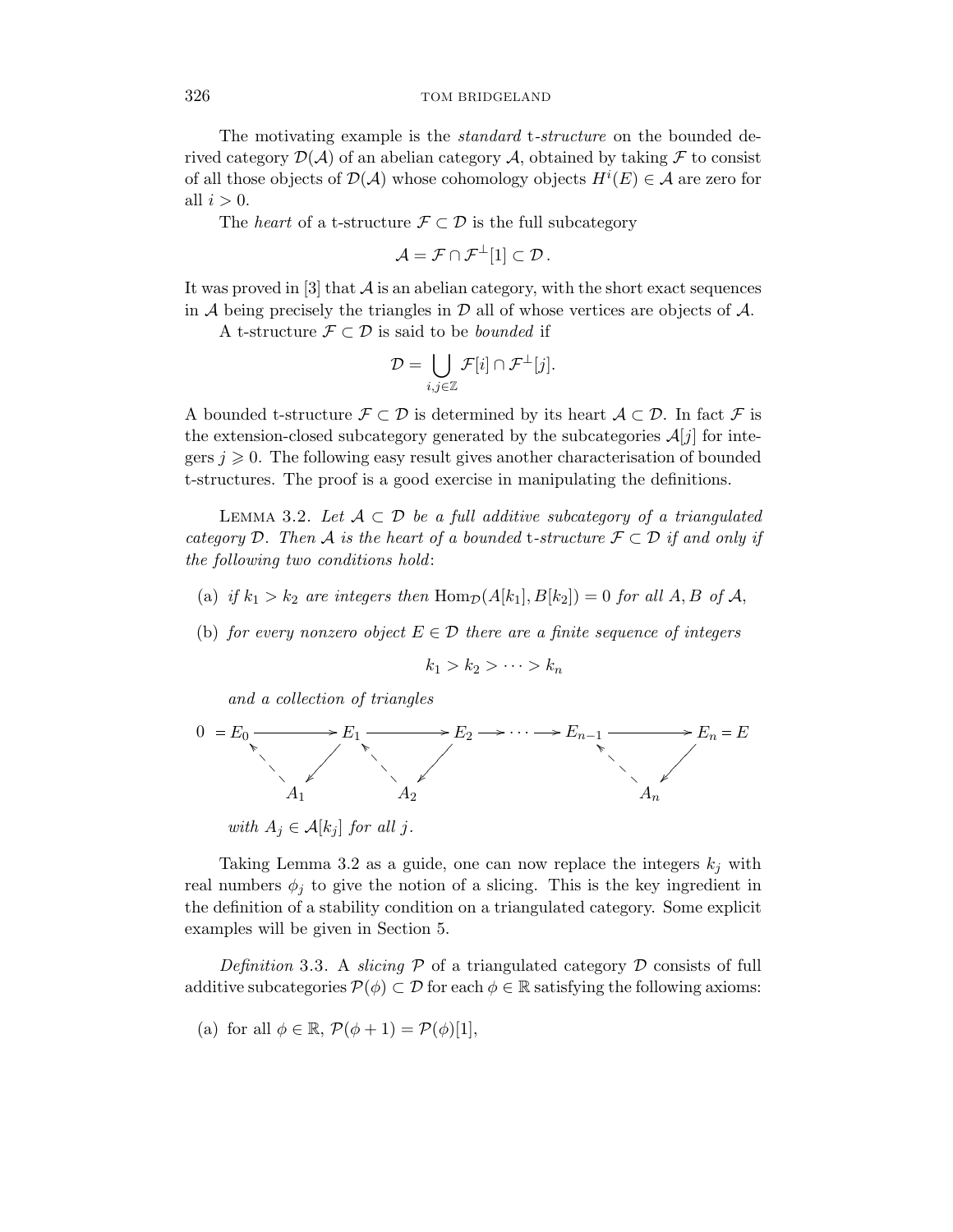The motivating example is the *standard* t*-structure* on the bounded derived category $\mathcal{D}(\mathcal{A})$ of an abelian category $\mathcal{A}$, obtained by taking $\mathcal{F}$ to consist of all those objects of $\mathcal{D}(\mathcal{A})$ whose cohomology objects $H^i(E) \in \mathcal{A}$ are zero for all $i > 0$.

The *heart* of a t-structure $\mathcal{F} \subset \mathcal{D}$ is the full subcategory

$$\mathcal{A} = \mathcal{F} \cap \mathcal{F}^{\perp}[1] \subset \mathcal{D}.$$

It was proved in [3] that $\mathcal{A}$ is an abelian category, with the short exact sequences in $\mathcal{A}$ being precisely the triangles in $\mathcal{D}$ all of whose vertices are objects of $\mathcal{A}$.

A t-structure $\mathcal{F} \subset \mathcal{D}$ is said to be *bounded* if

$$\mathcal{D} = \bigcup_{i,j \in \mathbb{Z}} \mathcal{F}[i] \cap \mathcal{F}^{\perp}[j].$$

A bounded t-structure $\mathcal{F} \subset \mathcal{D}$ is determined by its heart $\mathcal{A} \subset \mathcal{D}$. In fact $\mathcal{F}$ is the extension-closed subcategory generated by the subcategories $\mathcal{A}[j]$ for integers $j \geqslant 0$. The following easy result gives another characterisation of bounded t-structures. The proof is a good exercise in manipulating the definitions.

Lemma 3.2. *Let $\mathcal{A} \subset \mathcal{D}$ be a full additive subcategory of a triangulated category $\mathcal{D}$. Then $\mathcal{A}$ is the heart of a bounded* t*-structure $\mathcal{F} \subset \mathcal{D}$ if and only if the following two conditions hold*:

(a) *if $k_1 > k_2$ are integers then $\operatorname{Hom}_{\mathcal{D}}(A[k_1], B[k_2]) = 0$ for all $A, B$ of $\mathcal{A}$,*

(b) *for every nonzero object $E \in \mathcal{D}$ there are a finite sequence of integers*

$$k_1 > k_2 > \cdots > k_n$$

*and a collection of triangles*

$$\begin{array}{ccccccccccc} 0 = E_0 & \longrightarrow & E_1 & \longrightarrow & E_2 & \longrightarrow \cdots \longrightarrow & E_{n-1} & \longrightarrow & E_n = E \\ & \nwarrow \quad \swarrow & & \nwarrow \quad \swarrow & & & & \nwarrow \quad \swarrow & \\ & A_1 & & A_2 & & & & A_n & \end{array}$$

*with $A_j \in \mathcal{A}[k_j]$ for all $j$.*

Taking Lemma 3.2 as a guide, one can now replace the integers $k_j$ with real numbers $\phi_j$ to give the notion of a slicing. This is the key ingredient in the definition of a stability condition on a triangulated category. Some explicit examples will be given in Section 5.

*Definition* 3.3. A *slicing* $\mathcal{P}$ of a triangulated category $\mathcal{D}$ consists of full additive subcategories $\mathcal{P}(\phi) \subset \mathcal{D}$ for each $\phi \in \mathbb{R}$ satisfying the following axioms:

(a) for all $\phi \in \mathbb{R}$, $\mathcal{P}(\phi + 1) = \mathcal{P}(\phi)[1]$,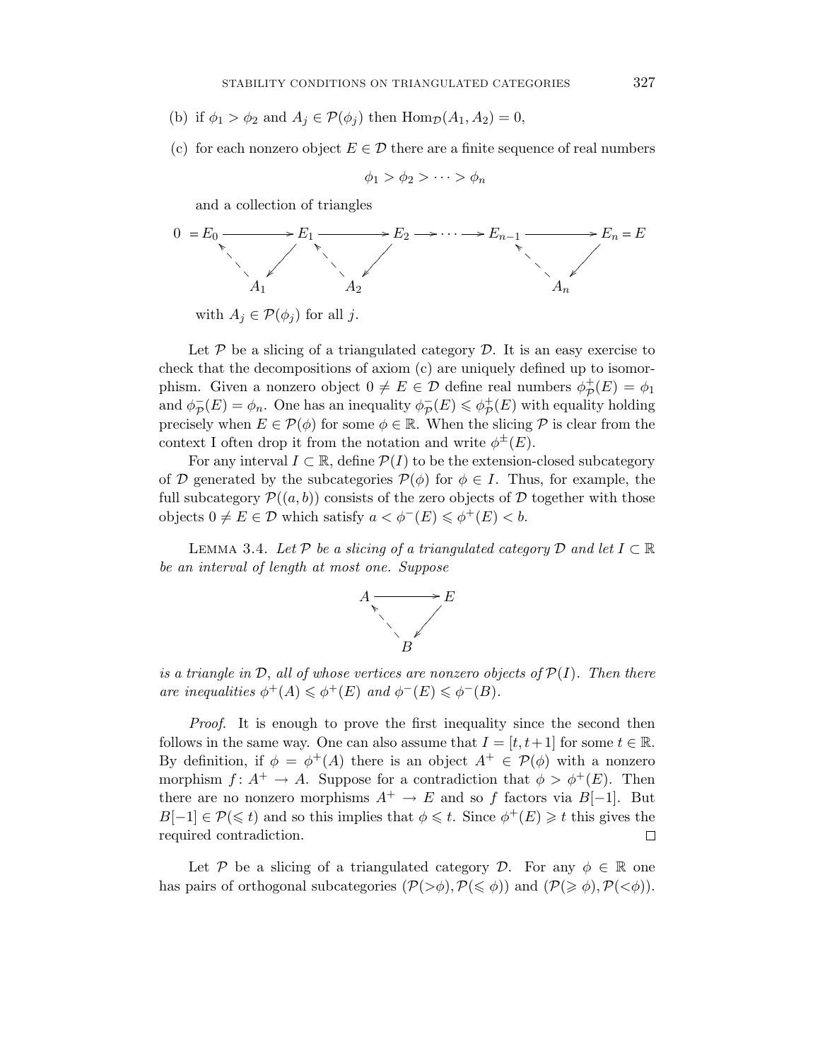(b) if $\phi_1 > \phi_2$ and $A_j \in \mathcal{P}(\phi_j)$ then $\mathrm{Hom}_{\mathcal{D}}(A_1, A_2) = 0$,

(c) for each nonzero object $E \in \mathcal{D}$ there are a finite sequence of real numbers

$$\phi_1 > \phi_2 > \cdots > \phi_n$$

and a collection of triangles

$$\begin{array}{ccccccccc} 0 = E_0 & \longrightarrow & E_1 & \longrightarrow & E_2 & \longrightarrow \cdots \longrightarrow & E_{n-1} & \longrightarrow & E_n = E \\ & \nwarrow \swarrow & & \nwarrow \swarrow & & & & \nwarrow \swarrow & \\ & A_1 & & A_2 & & & & A_n & \end{array}$$

with $A_j \in \mathcal{P}(\phi_j)$ for all $j$.

Let $\mathcal{P}$ be a slicing of a triangulated category $\mathcal{D}$. It is an easy exercise to check that the decompositions of axiom (c) are uniquely defined up to isomorphism. Given a nonzero object $0 \neq E \in \mathcal{D}$ define real numbers $\phi^+_{\mathcal{P}}(E) = \phi_1$ and $\phi^-_{\mathcal{P}}(E) = \phi_n$. One has an inequality $\phi^-_{\mathcal{P}}(E) \leqslant \phi^+_{\mathcal{P}}(E)$ with equality holding precisely when $E \in \mathcal{P}(\phi)$ for some $\phi \in \mathbb{R}$. When the slicing $\mathcal{P}$ is clear from the context I often drop it from the notation and write $\phi^{\pm}(E)$.

For any interval $I \subset \mathbb{R}$, define $\mathcal{P}(I)$ to be the extension-closed subcategory of $\mathcal{D}$ generated by the subcategories $\mathcal{P}(\phi)$ for $\phi \in I$. Thus, for example, the full subcategory $\mathcal{P}((a, b))$ consists of the zero objects of $\mathcal{D}$ together with those objects $0 \neq E \in \mathcal{D}$ which satisfy $a < \phi^-(E) \leqslant \phi^+(E) < b$.

Lemma 3.4. *Let $\mathcal{P}$ be a slicing of a triangulated category $\mathcal{D}$ and let $I \subset \mathbb{R}$ be an interval of length at most one. Suppose*

$$\begin{array}{ccc} A & \longrightarrow & E \\ & \nwarrow \swarrow & \\ & B & \end{array}$$

*is a triangle in $\mathcal{D}$, all of whose vertices are nonzero objects of $\mathcal{P}(I)$. Then there are inequalities $\phi^+(A) \leqslant \phi^+(E)$ and $\phi^-(E) \leqslant \phi^-(B)$.*

*Proof.* It is enough to prove the first inequality since the second then follows in the same way. One can also assume that $I = [t, t+1]$ for some $t \in \mathbb{R}$. By definition, if $\phi = \phi^+(A)$ there is an object $A^+ \in \mathcal{P}(\phi)$ with a nonzero morphism $f \colon A^+ \to A$. Suppose for a contradiction that $\phi > \phi^+(E)$. Then there are no nonzero morphisms $A^+ \to E$ and so $f$ factors via $B[-1]$. But $B[-1] \in \mathcal{P}(\leqslant t)$ and so this implies that $\phi \leqslant t$. Since $\phi^+(E) \geqslant t$ this gives the required contradiction. □

Let $\mathcal{P}$ be a slicing of a triangulated category $\mathcal{D}$. For any $\phi \in \mathbb{R}$ one has pairs of orthogonal subcategories $(\mathcal{P}(>\phi), \mathcal{P}(\leqslant \phi))$ and $(\mathcal{P}(\geqslant \phi), \mathcal{P}(<\phi))$.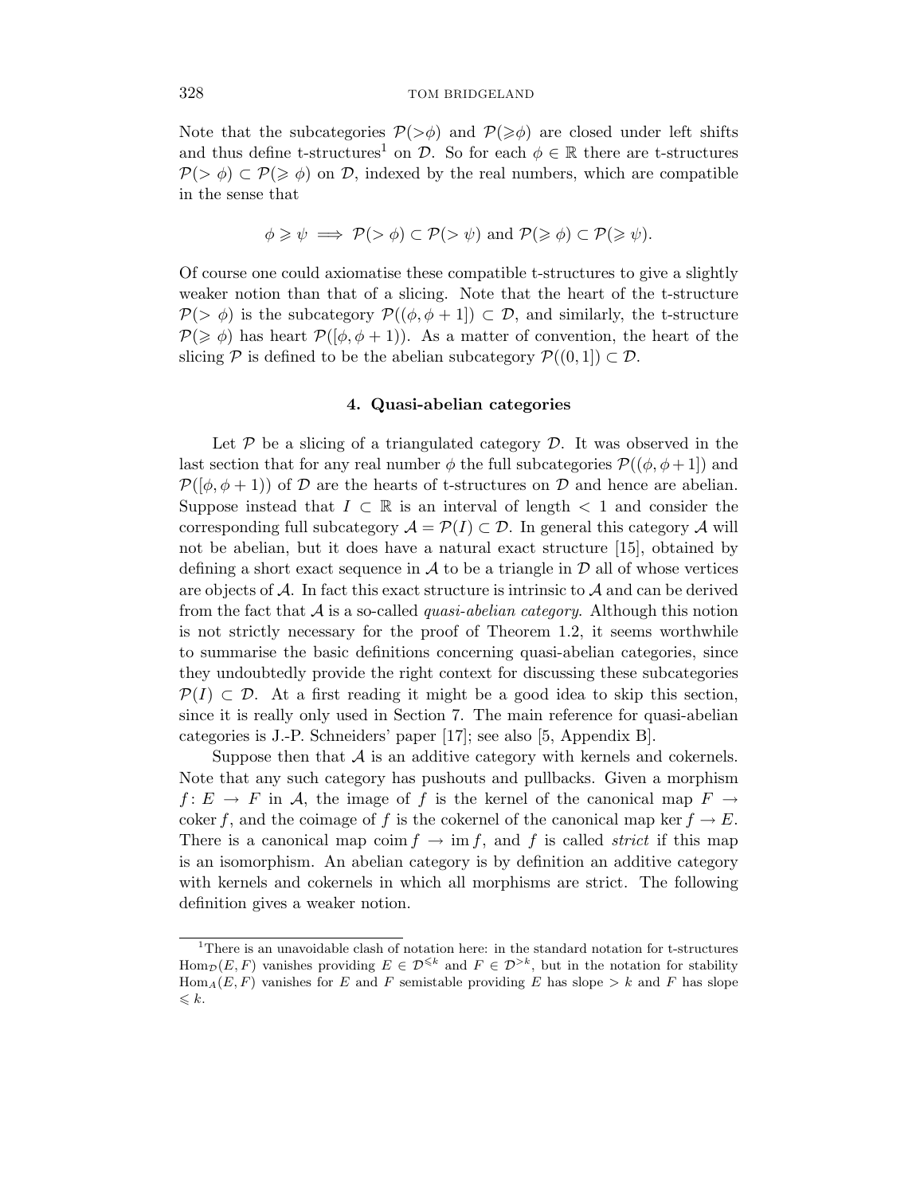Note that the subcategories $\mathcal{P}(>\phi)$ and $\mathcal{P}(\geqslant\phi)$ are closed under left shifts and thus define t-structures[1] on $\mathcal{D}$. So for each $\phi \in \mathbb{R}$ there are t-structures $\mathcal{P}(>\phi) \subset \mathcal{P}(\geqslant \phi)$ on $\mathcal{D}$, indexed by the real numbers, which are compatible in the sense that

$$\phi \geqslant \psi \implies \mathcal{P}(>\phi) \subset \mathcal{P}(>\psi) \text{ and } \mathcal{P}(\geqslant \phi) \subset \mathcal{P}(\geqslant \psi).$$

Of course one could axiomatise these compatible t-structures to give a slightly weaker notion than that of a slicing. Note that the heart of the t-structure $\mathcal{P}(>\phi)$ is the subcategory $\mathcal{P}((\phi, \phi+1]) \subset \mathcal{D}$, and similarly, the t-structure $\mathcal{P}(\geqslant \phi)$ has heart $\mathcal{P}([\phi, \phi+1))$. As a matter of convention, the heart of the slicing $\mathcal{P}$ is defined to be the abelian subcategory $\mathcal{P}((0,1]) \subset \mathcal{D}$.

## 4. Quasi-abelian categories

Let $\mathcal{P}$ be a slicing of a triangulated category $\mathcal{D}$. It was observed in the last section that for any real number $\phi$ the full subcategories $\mathcal{P}((\phi, \phi+1])$ and $\mathcal{P}([\phi, \phi+1))$ of $\mathcal{D}$ are the hearts of t-structures on $\mathcal{D}$ and hence are abelian. Suppose instead that $I \subset \mathbb{R}$ is an interval of length $< 1$ and consider the corresponding full subcategory $\mathcal{A} = \mathcal{P}(I) \subset \mathcal{D}$. In general this category $\mathcal{A}$ will not be abelian, but it does have a natural exact structure [15], obtained by defining a short exact sequence in $\mathcal{A}$ to be a triangle in $\mathcal{D}$ all of whose vertices are objects of $\mathcal{A}$. In fact this exact structure is intrinsic to $\mathcal{A}$ and can be derived from the fact that $\mathcal{A}$ is a so-called *quasi-abelian category*. Although this notion is not strictly necessary for the proof of Theorem 1.2, it seems worthwhile to summarise the basic definitions concerning quasi-abelian categories, since they undoubtedly provide the right context for discussing these subcategories $\mathcal{P}(I) \subset \mathcal{D}$. At a first reading it might be a good idea to skip this section, since it is really only used in Section 7. The main reference for quasi-abelian categories is J.-P. Schneiders' paper [17]; see also [5, Appendix B].

Suppose then that $\mathcal{A}$ is an additive category with kernels and cokernels. Note that any such category has pushouts and pullbacks. Given a morphism $f\colon E \to F$ in $\mathcal{A}$, the image of $f$ is the kernel of the canonical map $F \to \operatorname{coker} f$, and the coimage of $f$ is the cokernel of the canonical map $\ker f \to E$. There is a canonical map $\operatorname{coim} f \to \operatorname{im} f$, and $f$ is called *strict* if this map is an isomorphism. An abelian category is by definition an additive category with kernels and cokernels in which all morphisms are strict. The following definition gives a weaker notion.

[1] There is an unavoidable clash of notation here: in the standard notation for t-structures $\operatorname{Hom}_{\mathcal{D}}(E,F)$ vanishes providing $E \in \mathcal{D}^{\leqslant k}$ and $F \in \mathcal{D}^{>k}$, but in the notation for stability $\operatorname{Hom}_A(E,F)$ vanishes for $E$ and $F$ semistable providing $E$ has slope $> k$ and $F$ has slope $\leqslant k$.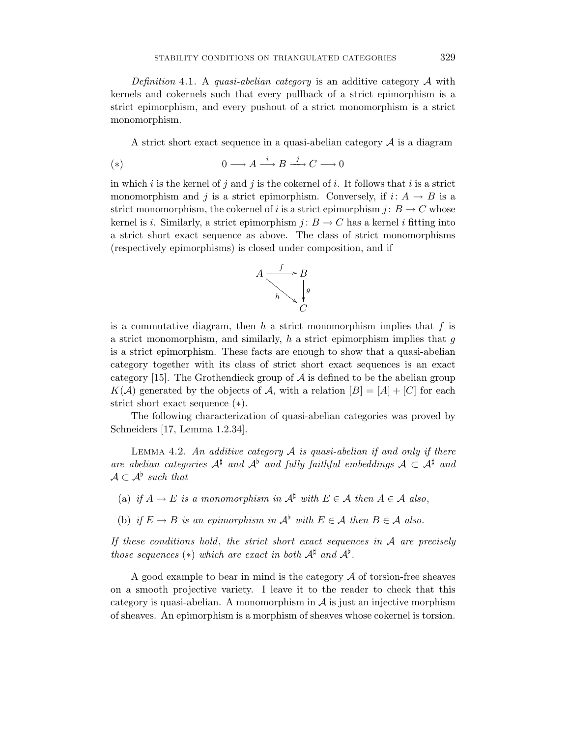*Definition* 4.1. A *quasi-abelian category* is an additive category $\mathcal{A}$ with kernels and cokernels such that every pullback of a strict epimorphism is a strict epimorphism, and every pushout of a strict monomorphism is a strict monomorphism.

A strict short exact sequence in a quasi-abelian category $\mathcal{A}$ is a diagram

$$(*) \qquad\qquad 0 \longrightarrow A \xrightarrow{\ i\ } B \xrightarrow{\ j\ } C \longrightarrow 0$$

in which $i$ is the kernel of $j$ and $j$ is the cokernel of $i$. It follows that $i$ is a strict monomorphism and $j$ is a strict epimorphism. Conversely, if $i\colon A \to B$ is a strict monomorphism, the cokernel of $i$ is a strict epimorphism $j\colon B \to C$ whose kernel is $i$. Similarly, a strict epimorphism $j\colon B \to C$ has a kernel $i$ fitting into a strict short exact sequence as above. The class of strict monomorphisms (respectively epimorphisms) is closed under composition, and if

$$\begin{array}{ccc} A & \xrightarrow{\ f\ } & B \\ & \searrow^{h} & \downarrow{\scriptstyle g} \\ & & C \end{array}$$

is a commutative diagram, then $h$ a strict monomorphism implies that $f$ is a strict monomorphism, and similarly, $h$ a strict epimorphism implies that $g$ is a strict epimorphism. These facts are enough to show that a quasi-abelian category together with its class of strict short exact sequences is an exact category [15]. The Grothendieck group of $\mathcal{A}$ is defined to be the abelian group $K(\mathcal{A})$ generated by the objects of $\mathcal{A}$, with a relation $[B] = [A] + [C]$ for each strict short exact sequence $(*)$.

The following characterization of quasi-abelian categories was proved by Schneiders [17, Lemma 1.2.34].

Lemma 4.2. *An additive category $\mathcal{A}$ is quasi-abelian if and only if there are abelian categories $\mathcal{A}^\sharp$ and $\mathcal{A}^\flat$ and fully faithful embeddings $\mathcal{A} \subset \mathcal{A}^\sharp$ and $\mathcal{A} \subset \mathcal{A}^\flat$ such that*

(a) *if $A \to E$ is a monomorphism in $\mathcal{A}^\sharp$ with $E \in \mathcal{A}$ then $A \in \mathcal{A}$ also*,

(b) *if $E \to B$ is an epimorphism in $\mathcal{A}^\flat$ with $E \in \mathcal{A}$ then $B \in \mathcal{A}$ also.*

*If these conditions hold, the strict short exact sequences in $\mathcal{A}$ are precisely those sequences $(*)$ which are exact in both $\mathcal{A}^\sharp$ and $\mathcal{A}^\flat$.*

A good example to bear in mind is the category $\mathcal{A}$ of torsion-free sheaves on a smooth projective variety. I leave it to the reader to check that this category is quasi-abelian. A monomorphism in $\mathcal{A}$ is just an injective morphism of sheaves. An epimorphism is a morphism of sheaves whose cokernel is torsion.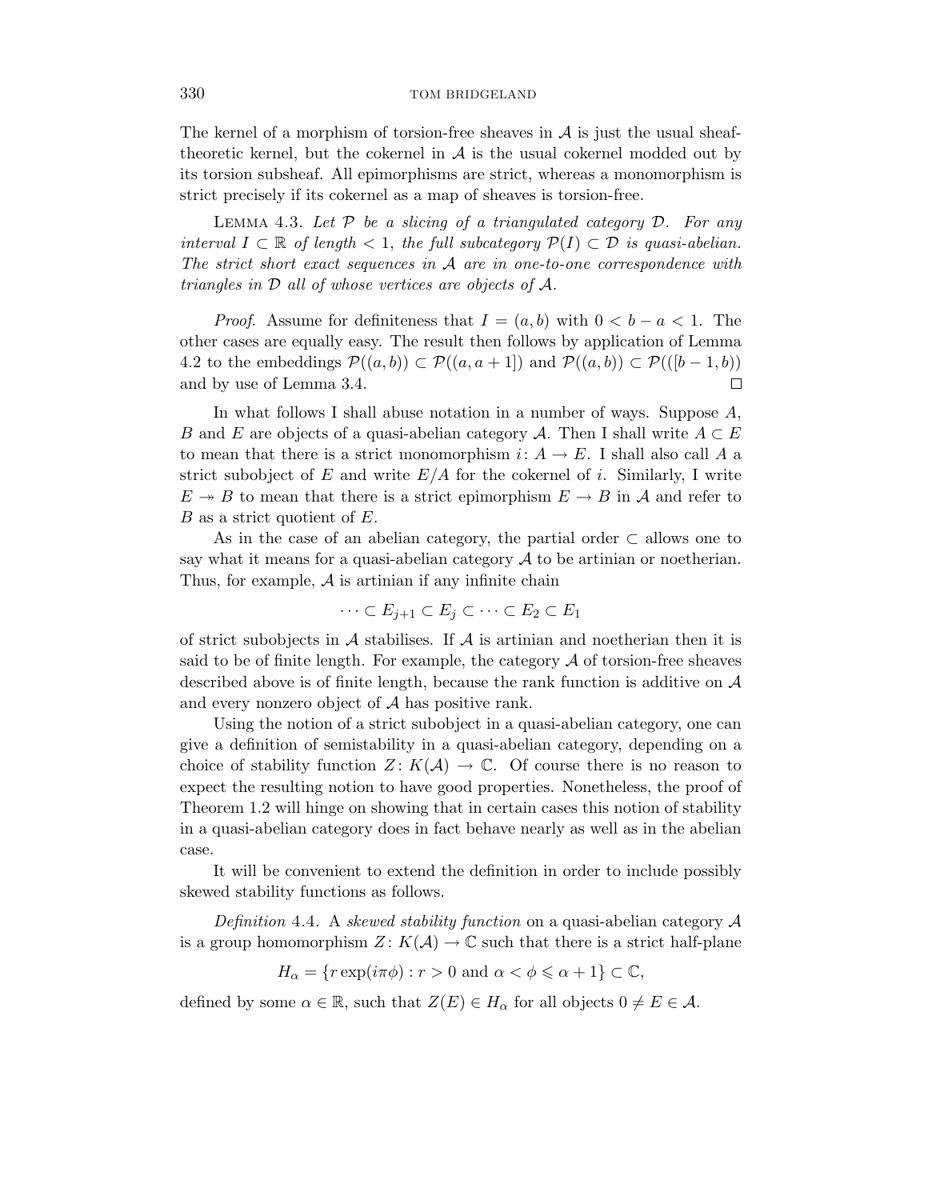The kernel of a morphism of torsion-free sheaves in $\mathcal{A}$ is just the usual sheaf-theoretic kernel, but the cokernel in $\mathcal{A}$ is the usual cokernel modded out by its torsion subsheaf. All epimorphisms are strict, whereas a monomorphism is strict precisely if its cokernel as a map of sheaves is torsion-free.

Lemma 4.3. *Let $\mathcal{P}$ be a slicing of a triangulated category $\mathcal{D}$. For any interval $I \subset \mathbb{R}$ of length $< 1$, the full subcategory $\mathcal{P}(I) \subset \mathcal{D}$ is quasi-abelian. The strict short exact sequences in $\mathcal{A}$ are in one-to-one correspondence with triangles in $\mathcal{D}$ all of whose vertices are objects of $\mathcal{A}$.*

*Proof.* Assume for definiteness that $I = (a, b)$ with $0 < b - a < 1$. The other cases are equally easy. The result then follows by application of Lemma 4.2 to the embeddings $\mathcal{P}((a, b)) \subset \mathcal{P}((a, a+1])$ and $\mathcal{P}((a, b)) \subset \mathcal{P}(([b-1, b))$ and by use of Lemma 3.4. $\square$

In what follows I shall abuse notation in a number of ways. Suppose $A$, $B$ and $E$ are objects of a quasi-abelian category $\mathcal{A}$. Then I shall write $A \subset E$ to mean that there is a strict monomorphism $i \colon A \to E$. I shall also call $A$ a strict subobject of $E$ and write $E/A$ for the cokernel of $i$. Similarly, I write $E \twoheadrightarrow B$ to mean that there is a strict epimorphism $E \to B$ in $\mathcal{A}$ and refer to $B$ as a strict quotient of $E$.

As in the case of an abelian category, the partial order $\subset$ allows one to say what it means for a quasi-abelian category $\mathcal{A}$ to be artinian or noetherian. Thus, for example, $\mathcal{A}$ is artinian if any infinite chain

$$\cdots \subset E_{j+1} \subset E_j \subset \cdots \subset E_2 \subset E_1$$

of strict subobjects in $\mathcal{A}$ stabilises. If $\mathcal{A}$ is artinian and noetherian then it is said to be of finite length. For example, the category $\mathcal{A}$ of torsion-free sheaves described above is of finite length, because the rank function is additive on $\mathcal{A}$ and every nonzero object of $\mathcal{A}$ has positive rank.

Using the notion of a strict subobject in a quasi-abelian category, one can give a definition of semistability in a quasi-abelian category, depending on a choice of stability function $Z \colon K(\mathcal{A}) \to \mathbb{C}$. Of course there is no reason to expect the resulting notion to have good properties. Nonetheless, the proof of Theorem 1.2 will hinge on showing that in certain cases this notion of stability in a quasi-abelian category does in fact behave nearly as well as in the abelian case.

It will be convenient to extend the definition in order to include possibly skewed stability functions as follows.

*Definition* 4.4. A *skewed stability function* on a quasi-abelian category $\mathcal{A}$ is a group homomorphism $Z \colon K(\mathcal{A}) \to \mathbb{C}$ such that there is a strict half-plane

$$H_\alpha = \{r \exp(i\pi\phi) : r > 0 \text{ and } \alpha < \phi \leqslant \alpha + 1\} \subset \mathbb{C},$$

defined by some $\alpha \in \mathbb{R}$, such that $Z(E) \in H_\alpha$ for all objects $0 \neq E \in \mathcal{A}$.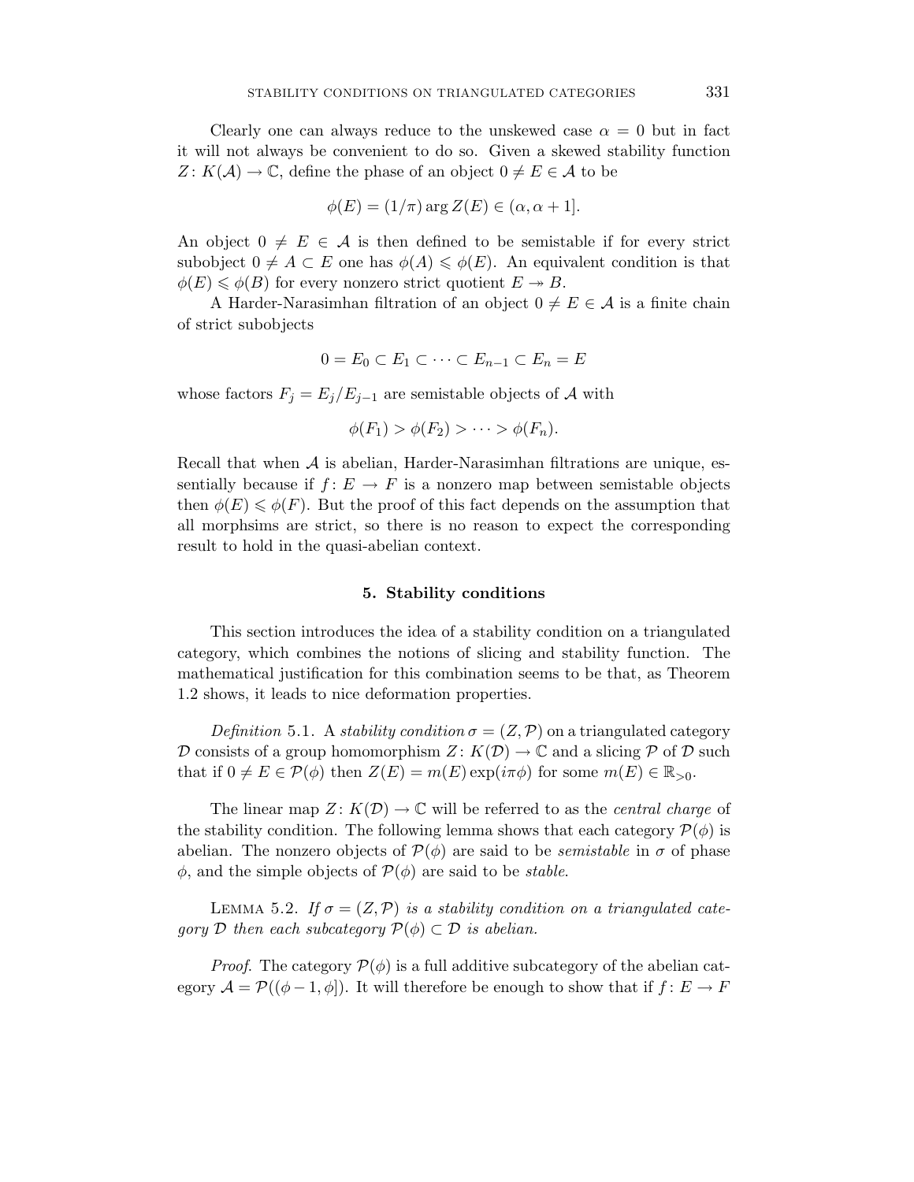Clearly one can always reduce to the unskewed case $\alpha = 0$ but in fact it will not always be convenient to do so. Given a skewed stability function $Z\colon K(\mathcal{A}) \to \mathbb{C}$, define the phase of an object $0 \neq E \in \mathcal{A}$ to be

$$\phi(E) = (1/\pi) \arg Z(E) \in (\alpha, \alpha + 1].$$

An object $0 \neq E \in \mathcal{A}$ is then defined to be semistable if for every strict subobject $0 \neq A \subset E$ one has $\phi(A) \leqslant \phi(E)$. An equivalent condition is that $\phi(E) \leqslant \phi(B)$ for every nonzero strict quotient $E \twoheadrightarrow B$.

A Harder-Narasimhan filtration of an object $0 \neq E \in \mathcal{A}$ is a finite chain of strict subobjects

$$0 = E_0 \subset E_1 \subset \cdots \subset E_{n-1} \subset E_n = E$$

whose factors $F_j = E_j/E_{j-1}$ are semistable objects of $\mathcal{A}$ with

$$\phi(F_1) > \phi(F_2) > \cdots > \phi(F_n).$$

Recall that when $\mathcal{A}$ is abelian, Harder-Narasimhan filtrations are unique, essentially because if $f\colon E \to F$ is a nonzero map between semistable objects then $\phi(E) \leqslant \phi(F)$. But the proof of this fact depends on the assumption that all morphsims are strict, so there is no reason to expect the corresponding result to hold in the quasi-abelian context.

## 5. Stability conditions

This section introduces the idea of a stability condition on a triangulated category, which combines the notions of slicing and stability function. The mathematical justification for this combination seems to be that, as Theorem 1.2 shows, it leads to nice deformation properties.

*Definition* 5.1. A *stability condition* $\sigma = (Z, \mathcal{P})$ on a triangulated category $\mathcal{D}$ consists of a group homomorphism $Z\colon K(\mathcal{D}) \to \mathbb{C}$ and a slicing $\mathcal{P}$ of $\mathcal{D}$ such that if $0 \neq E \in \mathcal{P}(\phi)$ then $Z(E) = m(E)\exp(i\pi\phi)$ for some $m(E) \in \mathbb{R}_{>0}$.

The linear map $Z\colon K(\mathcal{D}) \to \mathbb{C}$ will be referred to as the *central charge* of the stability condition. The following lemma shows that each category $\mathcal{P}(\phi)$ is abelian. The nonzero objects of $\mathcal{P}(\phi)$ are said to be *semistable* in $\sigma$ of phase $\phi$, and the simple objects of $\mathcal{P}(\phi)$ are said to be *stable*.

Lemma 5.2. *If $\sigma = (Z, \mathcal{P})$ is a stability condition on a triangulated category $\mathcal{D}$ then each subcategory $\mathcal{P}(\phi) \subset \mathcal{D}$ is abelian.*

*Proof.* The category $\mathcal{P}(\phi)$ is a full additive subcategory of the abelian category $\mathcal{A} = \mathcal{P}((\phi - 1, \phi])$. It will therefore be enough to show that if $f\colon E \to F$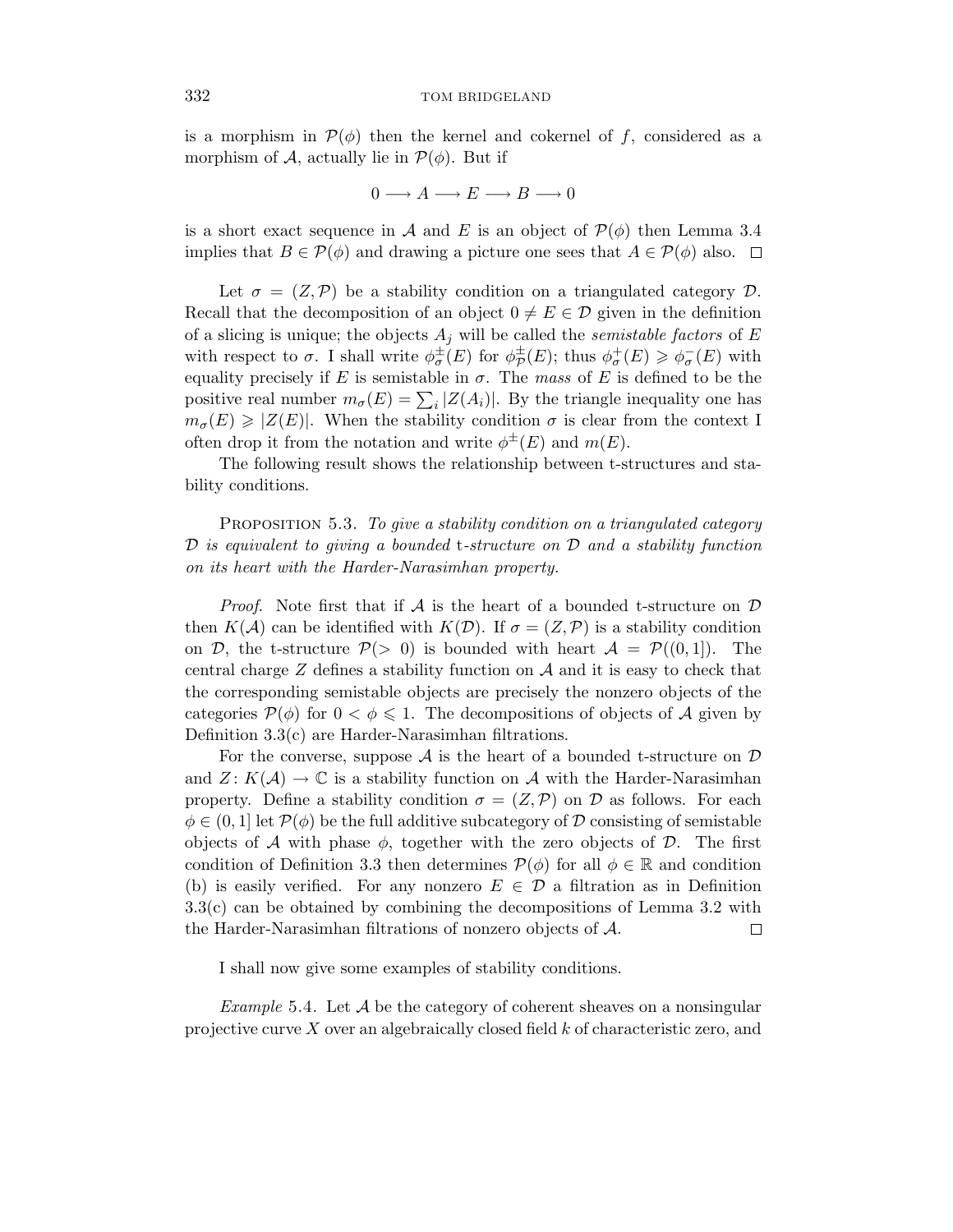is a morphism in $\mathcal{P}(\phi)$ then the kernel and cokernel of $f$, considered as a morphism of $\mathcal{A}$, actually lie in $\mathcal{P}(\phi)$. But if

$$0 \longrightarrow A \longrightarrow E \longrightarrow B \longrightarrow 0$$

is a short exact sequence in $\mathcal{A}$ and $E$ is an object of $\mathcal{P}(\phi)$ then Lemma 3.4 implies that $B \in \mathcal{P}(\phi)$ and drawing a picture one sees that $A \in \mathcal{P}(\phi)$ also. □

Let $\sigma = (Z, \mathcal{P})$ be a stability condition on a triangulated category $\mathcal{D}$. Recall that the decomposition of an object $0 \neq E \in \mathcal{D}$ given in the definition of a slicing is unique; the objects $A_j$ will be called the *semistable factors* of $E$ with respect to $\sigma$. I shall write $\phi^{\pm}_{\sigma}(E)$ for $\phi^{\pm}_{\mathcal{P}}(E)$; thus $\phi^{+}_{\sigma}(E) \geqslant \phi^{-}_{\sigma}(E)$ with equality precisely if $E$ is semistable in $\sigma$. The *mass* of $E$ is defined to be the positive real number $m_{\sigma}(E) = \sum_i |Z(A_i)|$. By the triangle inequality one has $m_{\sigma}(E) \geqslant |Z(E)|$. When the stability condition $\sigma$ is clear from the context I often drop it from the notation and write $\phi^{\pm}(E)$ and $m(E)$.

The following result shows the relationship between t-structures and stability conditions.

Proposition 5.3. *To give a stability condition on a triangulated category $\mathcal{D}$ is equivalent to giving a bounded* t*-structure on $\mathcal{D}$ and a stability function on its heart with the Harder-Narasimhan property.*

*Proof.* Note first that if $\mathcal{A}$ is the heart of a bounded t-structure on $\mathcal{D}$ then $K(\mathcal{A})$ can be identified with $K(\mathcal{D})$. If $\sigma = (Z, \mathcal{P})$ is a stability condition on $\mathcal{D}$, the t-structure $\mathcal{P}(> 0)$ is bounded with heart $\mathcal{A} = \mathcal{P}((0, 1])$. The central charge $Z$ defines a stability function on $\mathcal{A}$ and it is easy to check that the corresponding semistable objects are precisely the nonzero objects of the categories $\mathcal{P}(\phi)$ for $0 < \phi \leqslant 1$. The decompositions of objects of $\mathcal{A}$ given by Definition 3.3(c) are Harder-Narasimhan filtrations.

For the converse, suppose $\mathcal{A}$ is the heart of a bounded t-structure on $\mathcal{D}$ and $Z \colon K(\mathcal{A}) \to \mathbb{C}$ is a stability function on $\mathcal{A}$ with the Harder-Narasimhan property. Define a stability condition $\sigma = (Z, \mathcal{P})$ on $\mathcal{D}$ as follows. For each $\phi \in (0, 1]$ let $\mathcal{P}(\phi)$ be the full additive subcategory of $\mathcal{D}$ consisting of semistable objects of $\mathcal{A}$ with phase $\phi$, together with the zero objects of $\mathcal{D}$. The first condition of Definition 3.3 then determines $\mathcal{P}(\phi)$ for all $\phi \in \mathbb{R}$ and condition (b) is easily verified. For any nonzero $E \in \mathcal{D}$ a filtration as in Definition 3.3(c) can be obtained by combining the decompositions of Lemma 3.2 with the Harder-Narasimhan filtrations of nonzero objects of $\mathcal{A}$. □

I shall now give some examples of stability conditions.

*Example* 5.4. Let $\mathcal{A}$ be the category of coherent sheaves on a nonsingular projective curve $X$ over an algebraically closed field $k$ of characteristic zero, and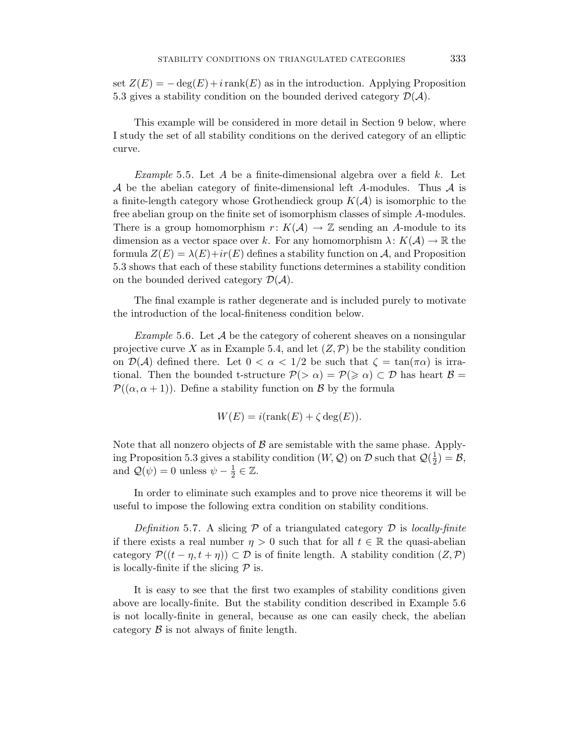set $Z(E) = -\deg(E) + i\,\mathrm{rank}(E)$ as in the introduction. Applying Proposition 5.3 gives a stability condition on the bounded derived category $\mathcal{D}(\mathcal{A})$.

This example will be considered in more detail in Section 9 below, where I study the set of all stability conditions on the derived category of an elliptic curve.

*Example* 5.5. Let $A$ be a finite-dimensional algebra over a field $k$. Let $\mathcal{A}$ be the abelian category of finite-dimensional left $A$-modules. Thus $\mathcal{A}$ is a finite-length category whose Grothendieck group $K(\mathcal{A})$ is isomorphic to the free abelian group on the finite set of isomorphism classes of simple $A$-modules. There is a group homomorphism $r\colon K(\mathcal{A}) \to \mathbb{Z}$ sending an $A$-module to its dimension as a vector space over $k$. For any homomorphism $\lambda\colon K(\mathcal{A}) \to \mathbb{R}$ the formula $Z(E) = \lambda(E) + ir(E)$ defines a stability function on $\mathcal{A}$, and Proposition 5.3 shows that each of these stability functions determines a stability condition on the bounded derived category $\mathcal{D}(\mathcal{A})$.

The final example is rather degenerate and is included purely to motivate the introduction of the local-finiteness condition below.

*Example* 5.6. Let $\mathcal{A}$ be the category of coherent sheaves on a nonsingular projective curve $X$ as in Example 5.4, and let $(Z, \mathcal{P})$ be the stability condition on $\mathcal{D}(\mathcal{A})$ defined there. Let $0 < \alpha < 1/2$ be such that $\zeta = \tan(\pi\alpha)$ is irrational. Then the bounded t-structure $\mathcal{P}(> \alpha) = \mathcal{P}(\geqslant \alpha) \subset \mathcal{D}$ has heart $\mathcal{B} = \mathcal{P}((\alpha, \alpha+1))$. Define a stability function on $\mathcal{B}$ by the formula

$$W(E) = i(\mathrm{rank}(E) + \zeta \deg(E)).$$

Note that all nonzero objects of $\mathcal{B}$ are semistable with the same phase. Applying Proposition 5.3 gives a stability condition $(W, \mathcal{Q})$ on $\mathcal{D}$ such that $\mathcal{Q}(\frac{1}{2}) = \mathcal{B}$, and $\mathcal{Q}(\psi) = 0$ unless $\psi - \frac{1}{2} \in \mathbb{Z}$.

In order to eliminate such examples and to prove nice theorems it will be useful to impose the following extra condition on stability conditions.

*Definition* 5.7. A slicing $\mathcal{P}$ of a triangulated category $\mathcal{D}$ is *locally-finite* if there exists a real number $\eta > 0$ such that for all $t \in \mathbb{R}$ the quasi-abelian category $\mathcal{P}((t-\eta, t+\eta)) \subset \mathcal{D}$ is of finite length. A stability condition $(Z, \mathcal{P})$ is locally-finite if the slicing $\mathcal{P}$ is.

It is easy to see that the first two examples of stability conditions given above are locally-finite. But the stability condition described in Example 5.6 is not locally-finite in general, because as one can easily check, the abelian category $\mathcal{B}$ is not always of finite length.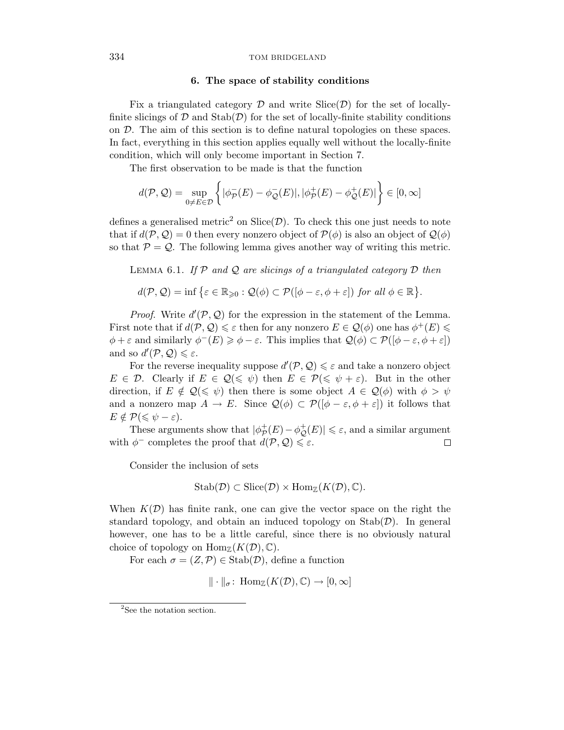## 6. The space of stability conditions

Fix a triangulated category $\mathcal{D}$ and write $\operatorname{Slice}(\mathcal{D})$ for the set of locally-finite slicings of $\mathcal{D}$ and $\operatorname{Stab}(\mathcal{D})$ for the set of locally-finite stability conditions on $\mathcal{D}$. The aim of this section is to define natural topologies on these spaces. In fact, everything in this section applies equally well without the locally-finite condition, which will only become important in Section 7.

The first observation to be made is that the function

$$d(\mathcal{P},\mathcal{Q}) = \sup_{0\neq E\in\mathcal{D}} \left\{ |\phi^-_{\mathcal{P}}(E) - \phi^-_{\mathcal{Q}}(E)|, |\phi^+_{\mathcal{P}}(E) - \phi^+_{\mathcal{Q}}(E)| \right\} \in [0,\infty]$$

defines a generalised metric[2] on $\operatorname{Slice}(\mathcal{D})$. To check this one just needs to note that if $d(\mathcal{P},\mathcal{Q}) = 0$ then every nonzero object of $\mathcal{P}(\phi)$ is also an object of $\mathcal{Q}(\phi)$ so that $\mathcal{P} = \mathcal{Q}$. The following lemma gives another way of writing this metric.

Lemma 6.1. *If $\mathcal{P}$ and $\mathcal{Q}$ are slicings of a triangulated category $\mathcal{D}$ then*

$$d(\mathcal{P},\mathcal{Q}) = \inf\left\{\varepsilon \in \mathbb{R}_{\geqslant 0} : \mathcal{Q}(\phi) \subset \mathcal{P}([\phi-\varepsilon,\phi+\varepsilon]) \text{ for all } \phi\in\mathbb{R}\right\}.$$

*Proof.* Write $d'(\mathcal{P},\mathcal{Q})$ for the expression in the statement of the Lemma. First note that if $d(\mathcal{P},\mathcal{Q}) \leqslant \varepsilon$ then for any nonzero $E \in \mathcal{Q}(\phi)$ one has $\phi^+(E) \leqslant \phi+\varepsilon$ and similarly $\phi^-(E) \geqslant \phi - \varepsilon$. This implies that $\mathcal{Q}(\phi) \subset \mathcal{P}([\phi-\varepsilon,\phi+\varepsilon])$ and so $d'(\mathcal{P},\mathcal{Q}) \leqslant \varepsilon$.

For the reverse inequality suppose $d'(\mathcal{P},\mathcal{Q}) \leqslant \varepsilon$ and take a nonzero object $E \in \mathcal{D}$. Clearly if $E \in \mathcal{Q}(\leqslant \psi)$ then $E \in \mathcal{P}(\leqslant \psi+\varepsilon)$. But in the other direction, if $E \notin \mathcal{Q}(\leqslant \psi)$ then there is some object $A \in \mathcal{Q}(\phi)$ with $\phi > \psi$ and a nonzero map $A \to E$. Since $\mathcal{Q}(\phi) \subset \mathcal{P}([\phi-\varepsilon,\phi+\varepsilon])$ it follows that $E \notin \mathcal{P}(\leqslant \psi - \varepsilon)$.

These arguments show that $|\phi^+_{\mathcal{P}}(E) - \phi^+_{\mathcal{Q}}(E)| \leqslant \varepsilon$, and a similar argument with $\phi^-$ completes the proof that $d(\mathcal{P},\mathcal{Q}) \leqslant \varepsilon$. □

Consider the inclusion of sets

$$\operatorname{Stab}(\mathcal{D}) \subset \operatorname{Slice}(\mathcal{D}) \times \operatorname{Hom}_{\mathbb{Z}}(K(\mathcal{D}),\mathbb{C}).$$

When $K(\mathcal{D})$ has finite rank, one can give the vector space on the right the standard topology, and obtain an induced topology on $\operatorname{Stab}(\mathcal{D})$. In general however, one has to be a little careful, since there is no obviously natural choice of topology on $\operatorname{Hom}_{\mathbb{Z}}(K(\mathcal{D}),\mathbb{C})$.

For each $\sigma = (Z,\mathcal{P}) \in \operatorname{Stab}(\mathcal{D})$, define a function

$$\|\cdot\|_\sigma \colon \operatorname{Hom}_{\mathbb{Z}}(K(\mathcal{D}),\mathbb{C}) \to [0,\infty]$$

[2] See the notation section.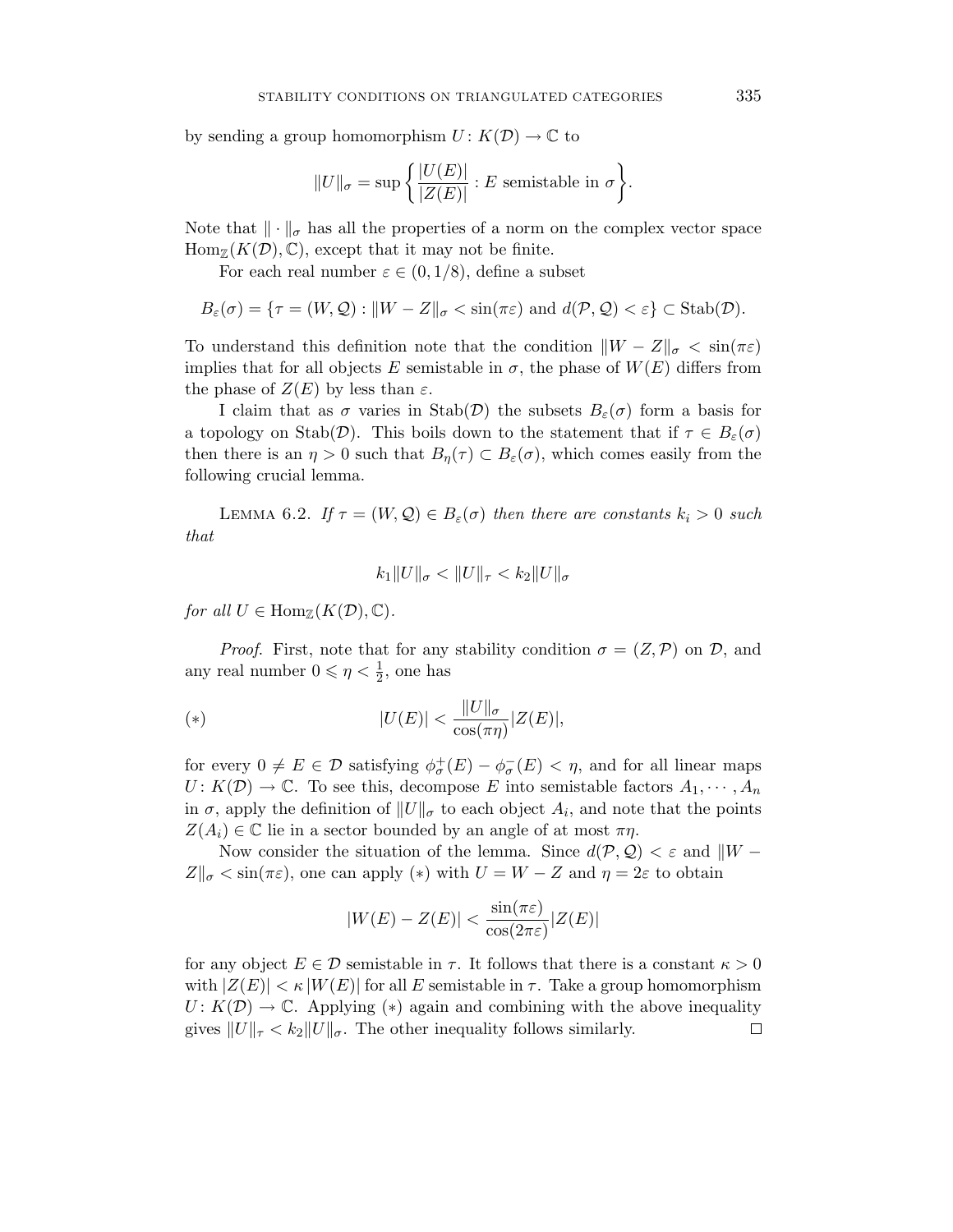by sending a group homomorphism $U: K(\mathcal{D}) \to \mathbb{C}$ to

$$\|U\|_\sigma = \sup\left\{\frac{|U(E)|}{|Z(E)|} : E \text{ semistable in } \sigma\right\}.$$

Note that $\|\cdot\|_\sigma$ has all the properties of a norm on the complex vector space $\operatorname{Hom}_{\mathbb{Z}}(K(\mathcal{D}), \mathbb{C})$, except that it may not be finite.

For each real number $\varepsilon \in (0, 1/8)$, define a subset

$$B_\varepsilon(\sigma) = \{\tau = (W, \mathcal{Q}) : \|W - Z\|_\sigma < \sin(\pi\varepsilon) \text{ and } d(\mathcal{P}, \mathcal{Q}) < \varepsilon\} \subset \operatorname{Stab}(\mathcal{D}).$$

To understand this definition note that the condition $\|W - Z\|_\sigma < \sin(\pi\varepsilon)$ implies that for all objects $E$ semistable in $\sigma$, the phase of $W(E)$ differs from the phase of $Z(E)$ by less than $\varepsilon$.

I claim that as $\sigma$ varies in $\operatorname{Stab}(\mathcal{D})$ the subsets $B_\varepsilon(\sigma)$ form a basis for a topology on $\operatorname{Stab}(\mathcal{D})$. This boils down to the statement that if $\tau \in B_\varepsilon(\sigma)$ then there is an $\eta > 0$ such that $B_\eta(\tau) \subset B_\varepsilon(\sigma)$, which comes easily from the following crucial lemma.

Lemma 6.2. *If $\tau = (W, \mathcal{Q}) \in B_\varepsilon(\sigma)$ then there are constants $k_i > 0$ such that*

$$k_1\|U\|_\sigma < \|U\|_\tau < k_2\|U\|_\sigma$$

*for all $U \in \operatorname{Hom}_{\mathbb{Z}}(K(\mathcal{D}), \mathbb{C})$.*

*Proof.* First, note that for any stability condition $\sigma = (Z, \mathcal{P})$ on $\mathcal{D}$, and any real number $0 \leqslant \eta < \frac{1}{2}$, one has

$$(*) \qquad |U(E)| < \frac{\|U\|_\sigma}{\cos(\pi\eta)}|Z(E)|,$$

for every $0 \neq E \in \mathcal{D}$ satisfying $\phi^+_\sigma(E) - \phi^-_\sigma(E) < \eta$, and for all linear maps $U: K(\mathcal{D}) \to \mathbb{C}$. To see this, decompose $E$ into semistable factors $A_1, \cdots, A_n$ in $\sigma$, apply the definition of $\|U\|_\sigma$ to each object $A_i$, and note that the points $Z(A_i) \in \mathbb{C}$ lie in a sector bounded by an angle of at most $\pi\eta$.

Now consider the situation of the lemma. Since $d(\mathcal{P}, \mathcal{Q}) < \varepsilon$ and $\|W - Z\|_\sigma < \sin(\pi\varepsilon)$, one can apply $(*)$ with $U = W - Z$ and $\eta = 2\varepsilon$ to obtain

$$|W(E) - Z(E)| < \frac{\sin(\pi\varepsilon)}{\cos(2\pi\varepsilon)}|Z(E)|$$

for any object $E \in \mathcal{D}$ semistable in $\tau$. It follows that there is a constant $\kappa > 0$ with $|Z(E)| < \kappa\,|W(E)|$ for all $E$ semistable in $\tau$. Take a group homomorphism $U: K(\mathcal{D}) \to \mathbb{C}$. Applying $(*)$ again and combining with the above inequality gives $\|U\|_\tau < k_2\|U\|_\sigma$. The other inequality follows similarly. $\square$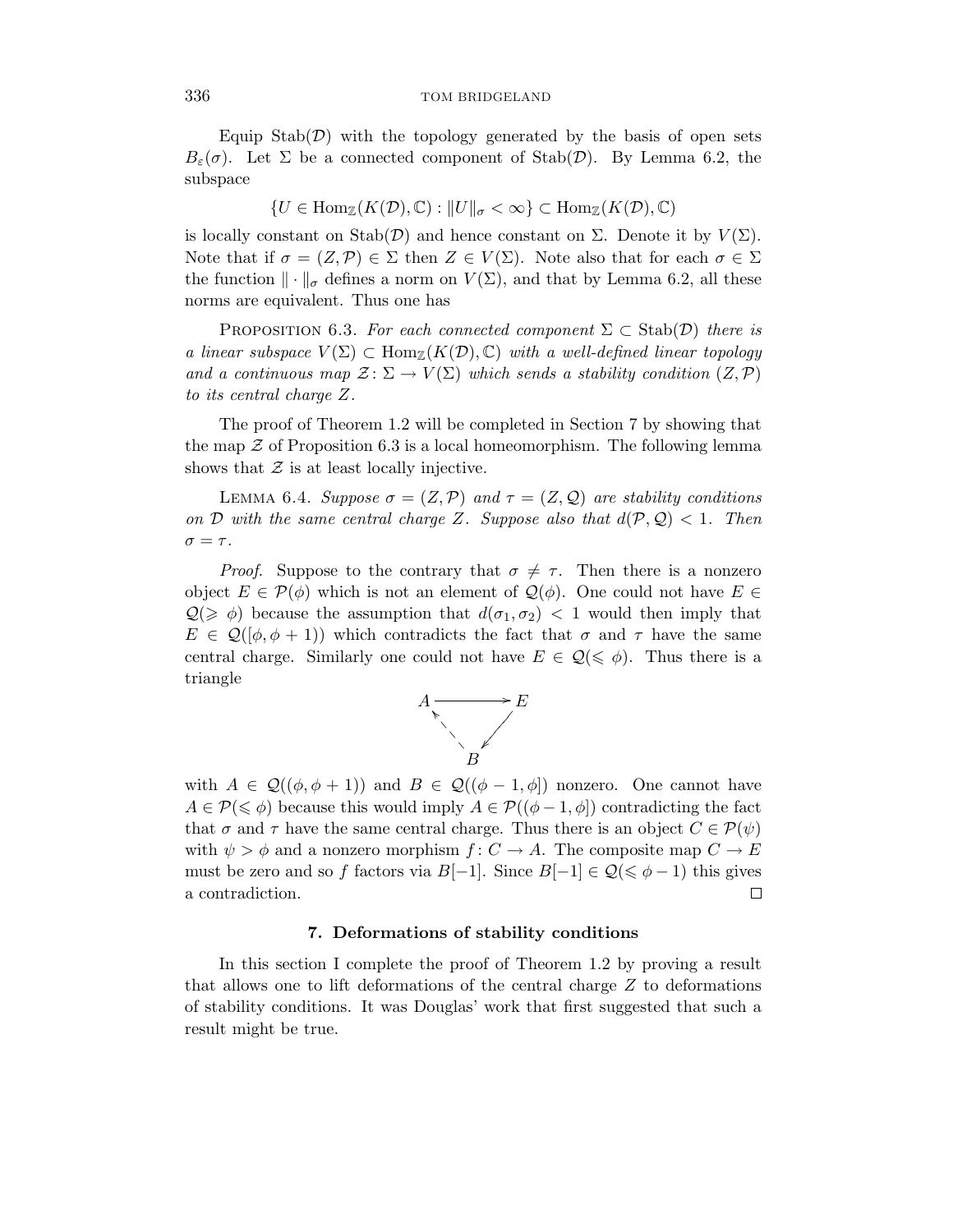Equip $\operatorname{Stab}(\mathcal{D})$ with the topology generated by the basis of open sets $B_\varepsilon(\sigma)$. Let $\Sigma$ be a connected component of $\operatorname{Stab}(\mathcal{D})$. By Lemma 6.2, the subspace

$$\{U \in \operatorname{Hom}_{\mathbb{Z}}(K(\mathcal{D}), \mathbb{C}) : \|U\|_\sigma < \infty\} \subset \operatorname{Hom}_{\mathbb{Z}}(K(\mathcal{D}), \mathbb{C})$$

is locally constant on $\operatorname{Stab}(\mathcal{D})$ and hence constant on $\Sigma$. Denote it by $V(\Sigma)$. Note that if $\sigma = (Z, \mathcal{P}) \in \Sigma$ then $Z \in V(\Sigma)$. Note also that for each $\sigma \in \Sigma$ the function $\|\cdot\|_\sigma$ defines a norm on $V(\Sigma)$, and that by Lemma 6.2, all these norms are equivalent. Thus one has

Proposition 6.3. *For each connected component $\Sigma \subset \operatorname{Stab}(\mathcal{D})$ there is a linear subspace $V(\Sigma) \subset \operatorname{Hom}_{\mathbb{Z}}(K(\mathcal{D}), \mathbb{C})$ with a well-defined linear topology and a continuous map $\mathcal{Z} \colon \Sigma \to V(\Sigma)$ which sends a stability condition $(Z, \mathcal{P})$ to its central charge $Z$.*

The proof of Theorem 1.2 will be completed in Section 7 by showing that the map $\mathcal{Z}$ of Proposition 6.3 is a local homeomorphism. The following lemma shows that $\mathcal{Z}$ is at least locally injective.

Lemma 6.4. *Suppose $\sigma = (Z, \mathcal{P})$ and $\tau = (Z, \mathcal{Q})$ are stability conditions on $\mathcal{D}$ with the same central charge $Z$. Suppose also that $d(\mathcal{P}, \mathcal{Q}) < 1$. Then $\sigma = \tau$.*

*Proof.* Suppose to the contrary that $\sigma \neq \tau$. Then there is a nonzero object $E \in \mathcal{P}(\phi)$ which is not an element of $\mathcal{Q}(\phi)$. One could not have $E \in \mathcal{Q}(\geqslant \phi)$ because the assumption that $d(\sigma_1, \sigma_2) < 1$ would then imply that $E \in \mathcal{Q}([\phi, \phi+1))$ which contradicts the fact that $\sigma$ and $\tau$ have the same central charge. Similarly one could not have $E \in \mathcal{Q}(\leqslant \phi)$. Thus there is a triangle

$$\begin{array}{ccc} A & \longrightarrow & E \\ & \nwarrow \quad \swarrow & \\ & B & \end{array}$$

with $A \in \mathcal{Q}((\phi, \phi+1))$ and $B \in \mathcal{Q}((\phi-1, \phi])$ nonzero. One cannot have $A \in \mathcal{P}(\leqslant \phi)$ because this would imply $A \in \mathcal{P}((\phi-1, \phi])$ contradicting the fact that $\sigma$ and $\tau$ have the same central charge. Thus there is an object $C \in \mathcal{P}(\psi)$ with $\psi > \phi$ and a nonzero morphism $f \colon C \to A$. The composite map $C \to E$ must be zero and so $f$ factors via $B[-1]$. Since $B[-1] \in \mathcal{Q}(\leqslant \phi - 1)$ this gives a contradiction. □

## 7. Deformations of stability conditions

In this section I complete the proof of Theorem 1.2 by proving a result that allows one to lift deformations of the central charge $Z$ to deformations of stability conditions. It was Douglas' work that first suggested that such a result might be true.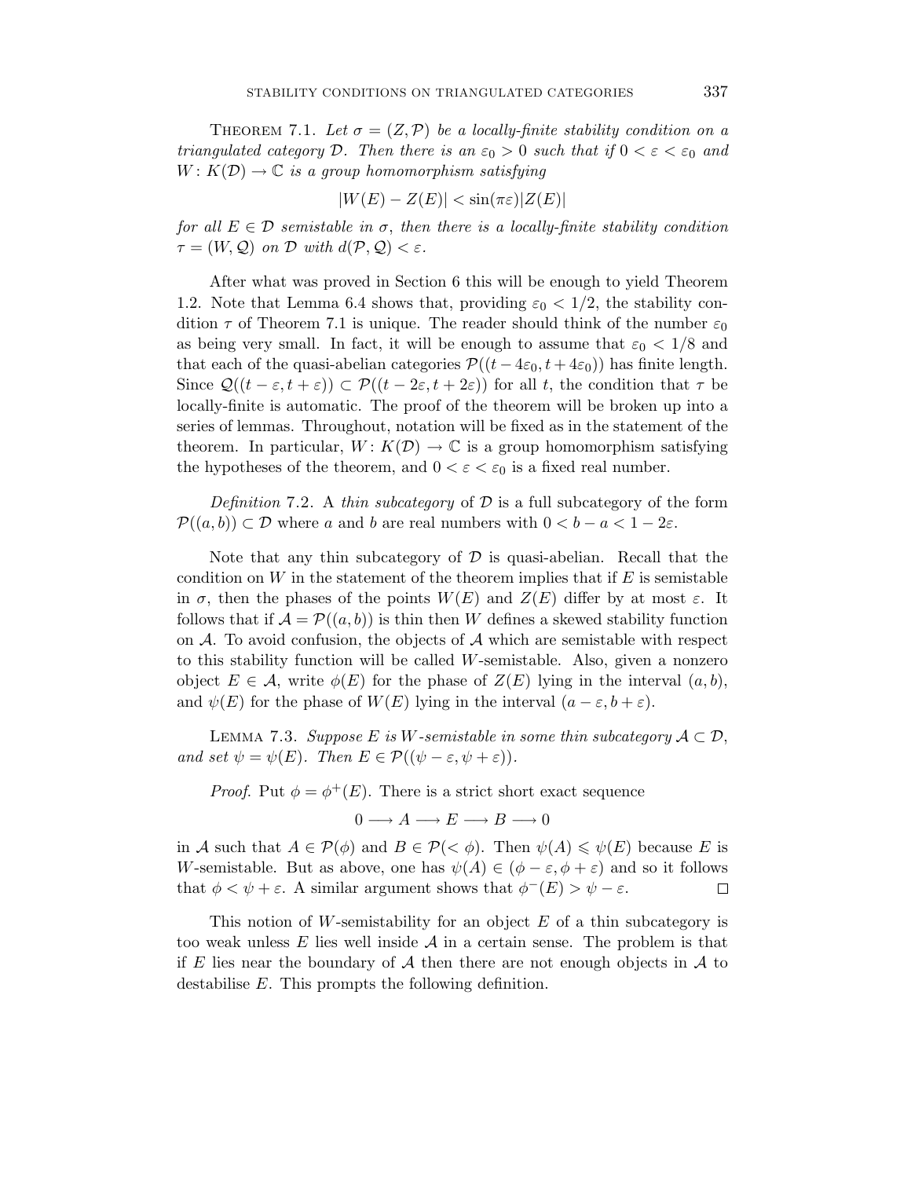Theorem 7.1. *Let $\sigma = (Z, \mathcal{P})$ be a locally-finite stability condition on a triangulated category $\mathcal{D}$. Then there is an $\varepsilon_0 > 0$ such that if $0 < \varepsilon < \varepsilon_0$ and $W \colon K(\mathcal{D}) \to \mathbb{C}$ is a group homomorphism satisfying*

$$|W(E) - Z(E)| < \sin(\pi\varepsilon)|Z(E)|$$

*for all $E \in \mathcal{D}$ semistable in $\sigma$, then there is a locally-finite stability condition $\tau = (W, \mathcal{Q})$ on $\mathcal{D}$ with $d(\mathcal{P}, \mathcal{Q}) < \varepsilon$.*

After what was proved in Section 6 this will be enough to yield Theorem 1.2. Note that Lemma 6.4 shows that, providing $\varepsilon_0 < 1/2$, the stability condition $\tau$ of Theorem 7.1 is unique. The reader should think of the number $\varepsilon_0$ as being very small. In fact, it will be enough to assume that $\varepsilon_0 < 1/8$ and that each of the quasi-abelian categories $\mathcal{P}((t - 4\varepsilon_0, t + 4\varepsilon_0))$ has finite length. Since $\mathcal{Q}((t - \varepsilon, t + \varepsilon)) \subset \mathcal{P}((t - 2\varepsilon, t + 2\varepsilon))$ for all $t$, the condition that $\tau$ be locally-finite is automatic. The proof of the theorem will be broken up into a series of lemmas. Throughout, notation will be fixed as in the statement of the theorem. In particular, $W \colon K(\mathcal{D}) \to \mathbb{C}$ is a group homomorphism satisfying the hypotheses of the theorem, and $0 < \varepsilon < \varepsilon_0$ is a fixed real number.

*Definition* 7.2. A *thin subcategory* of $\mathcal{D}$ is a full subcategory of the form $\mathcal{P}((a, b)) \subset \mathcal{D}$ where $a$ and $b$ are real numbers with $0 < b - a < 1 - 2\varepsilon$.

Note that any thin subcategory of $\mathcal{D}$ is quasi-abelian. Recall that the condition on $W$ in the statement of the theorem implies that if $E$ is semistable in $\sigma$, then the phases of the points $W(E)$ and $Z(E)$ differ by at most $\varepsilon$. It follows that if $\mathcal{A} = \mathcal{P}((a, b))$ is thin then $W$ defines a skewed stability function on $\mathcal{A}$. To avoid confusion, the objects of $\mathcal{A}$ which are semistable with respect to this stability function will be called $W$-semistable. Also, given a nonzero object $E \in \mathcal{A}$, write $\phi(E)$ for the phase of $Z(E)$ lying in the interval $(a, b)$, and $\psi(E)$ for the phase of $W(E)$ lying in the interval $(a - \varepsilon, b + \varepsilon)$.

Lemma 7.3. *Suppose $E$ is $W$-semistable in some thin subcategory $\mathcal{A} \subset \mathcal{D}$, and set $\psi = \psi(E)$. Then $E \in \mathcal{P}((\psi - \varepsilon, \psi + \varepsilon))$.*

*Proof.* Put $\phi = \phi^+(E)$. There is a strict short exact sequence

$$0 \longrightarrow A \longrightarrow E \longrightarrow B \longrightarrow 0$$

in $\mathcal{A}$ such that $A \in \mathcal{P}(\phi)$ and $B \in \mathcal{P}(< \phi)$. Then $\psi(A) \leqslant \psi(E)$ because $E$ is $W$-semistable. But as above, one has $\psi(A) \in (\phi - \varepsilon, \phi + \varepsilon)$ and so it follows that $\phi < \psi + \varepsilon$. A similar argument shows that $\phi^-(E) > \psi - \varepsilon$. □

This notion of $W$-semistability for an object $E$ of a thin subcategory is too weak unless $E$ lies well inside $\mathcal{A}$ in a certain sense. The problem is that if $E$ lies near the boundary of $\mathcal{A}$ then there are not enough objects in $\mathcal{A}$ to destabilise $E$. This prompts the following definition.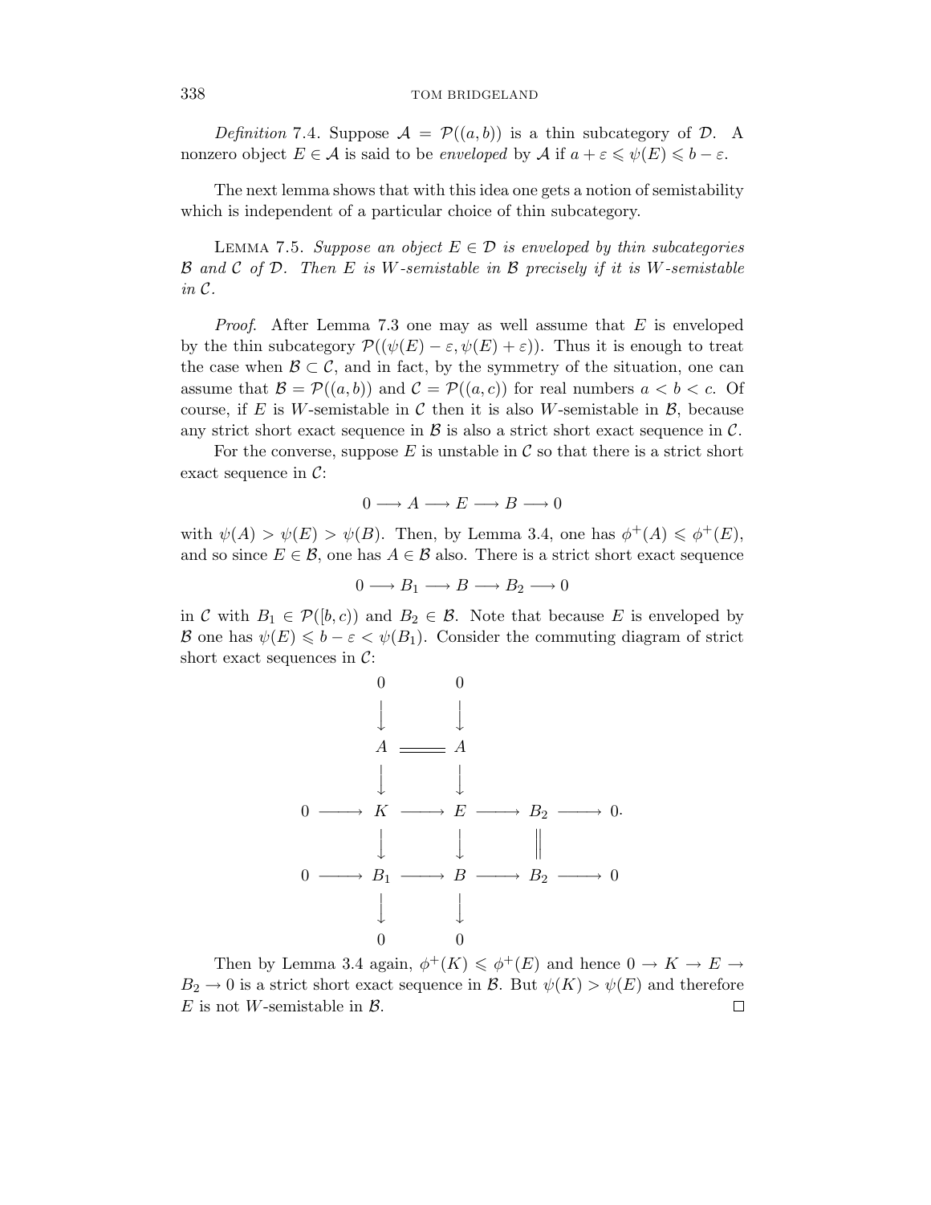*Definition* 7.4. Suppose $\mathcal{A} = \mathcal{P}((a,b))$ is a thin subcategory of $\mathcal{D}$. A nonzero object $E \in \mathcal{A}$ is said to be *enveloped* by $\mathcal{A}$ if $a + \varepsilon \leqslant \psi(E) \leqslant b - \varepsilon$.

The next lemma shows that with this idea one gets a notion of semistability which is independent of a particular choice of thin subcategory.

Lemma 7.5. *Suppose an object $E \in \mathcal{D}$ is enveloped by thin subcategories $\mathcal{B}$ and $\mathcal{C}$ of $\mathcal{D}$. Then $E$ is $W$-semistable in $\mathcal{B}$ precisely if it is $W$-semistable in $\mathcal{C}$.*

*Proof.* After Lemma 7.3 one may as well assume that $E$ is enveloped by the thin subcategory $\mathcal{P}((\psi(E) - \varepsilon, \psi(E) + \varepsilon))$. Thus it is enough to treat the case when $\mathcal{B} \subset \mathcal{C}$, and in fact, by the symmetry of the situation, one can assume that $\mathcal{B} = \mathcal{P}((a,b))$ and $\mathcal{C} = \mathcal{P}((a,c))$ for real numbers $a < b < c$. Of course, if $E$ is $W$-semistable in $\mathcal{C}$ then it is also $W$-semistable in $\mathcal{B}$, because any strict short exact sequence in $\mathcal{B}$ is also a strict short exact sequence in $\mathcal{C}$.

For the converse, suppose $E$ is unstable in $\mathcal{C}$ so that there is a strict short exact sequence in $\mathcal{C}$:

$$0 \longrightarrow A \longrightarrow E \longrightarrow B \longrightarrow 0$$

with $\psi(A) > \psi(E) > \psi(B)$. Then, by Lemma 3.4, one has $\phi^+(A) \leqslant \phi^+(E)$, and so since $E \in \mathcal{B}$, one has $A \in \mathcal{B}$ also. There is a strict short exact sequence

$$0 \longrightarrow B_1 \longrightarrow B \longrightarrow B_2 \longrightarrow 0$$

in $\mathcal{C}$ with $B_1 \in \mathcal{P}([b,c))$ and $B_2 \in \mathcal{B}$. Note that because $E$ is enveloped by $\mathcal{B}$ one has $\psi(E) \leqslant b - \varepsilon < \psi(B_1)$. Consider the commuting diagram of strict short exact sequences in $\mathcal{C}$:

$$\begin{array}{ccccccccc}
 & & 0 & & 0 & & & & \\
 & & \downarrow & & \downarrow & & & & \\
 & & A & = & A & & & & \\
 & & \downarrow & & \downarrow & & & & \\
0 & \longrightarrow & K & \longrightarrow & E & \longrightarrow & B_2 & \longrightarrow & 0. \\
 & & \downarrow & & \downarrow & & \| & & \\
0 & \longrightarrow & B_1 & \longrightarrow & B & \longrightarrow & B_2 & \longrightarrow & 0 \\
 & & \downarrow & & \downarrow & & & & \\
 & & 0 & & 0 & & & &
\end{array}$$

Then by Lemma 3.4 again, $\phi^+(K) \leqslant \phi^+(E)$ and hence $0 \to K \to E \to B_2 \to 0$ is a strict short exact sequence in $\mathcal{B}$. But $\psi(K) > \psi(E)$ and therefore $E$ is not $W$-semistable in $\mathcal{B}$. $\square$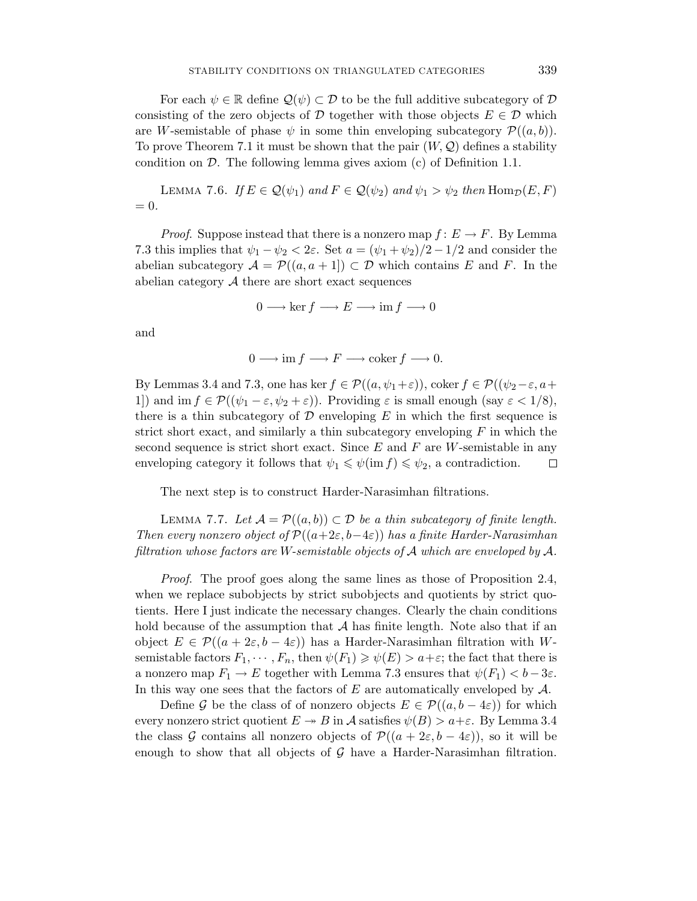For each $\psi \in \mathbb{R}$ define $\mathcal{Q}(\psi) \subset \mathcal{D}$ to be the full additive subcategory of $\mathcal{D}$ consisting of the zero objects of $\mathcal{D}$ together with those objects $E \in \mathcal{D}$ which are $W$-semistable of phase $\psi$ in some thin enveloping subcategory $\mathcal{P}((a,b))$. To prove Theorem 7.1 it must be shown that the pair $(W, \mathcal{Q})$ defines a stability condition on $\mathcal{D}$. The following lemma gives axiom (c) of Definition 1.1.

Lemma 7.6. *If $E \in \mathcal{Q}(\psi_1)$ and $F \in \mathcal{Q}(\psi_2)$ and $\psi_1 > \psi_2$ then* $\operatorname{Hom}_{\mathcal{D}}(E, F) = 0$.

*Proof.* Suppose instead that there is a nonzero map $f\colon E \to F$. By Lemma 7.3 this implies that $\psi_1 - \psi_2 < 2\varepsilon$. Set $a = (\psi_1 + \psi_2)/2 - 1/2$ and consider the abelian subcategory $\mathcal{A} = \mathcal{P}((a, a+1]) \subset \mathcal{D}$ which contains $E$ and $F$. In the abelian category $\mathcal{A}$ there are short exact sequences

$$0 \longrightarrow \ker f \longrightarrow E \longrightarrow \operatorname{im} f \longrightarrow 0$$

and

$$0 \longrightarrow \operatorname{im} f \longrightarrow F \longrightarrow \operatorname{coker} f \longrightarrow 0.$$

By Lemmas 3.4 and 7.3, one has $\ker f \in \mathcal{P}((a, \psi_1+\varepsilon))$, $\operatorname{coker} f \in \mathcal{P}((\psi_2-\varepsilon, a+1])$ and $\operatorname{im} f \in \mathcal{P}((\psi_1 - \varepsilon, \psi_2 + \varepsilon))$. Providing $\varepsilon$ is small enough (say $\varepsilon < 1/8$), there is a thin subcategory of $\mathcal{D}$ enveloping $E$ in which the first sequence is strict short exact, and similarly a thin subcategory enveloping $F$ in which the second sequence is strict short exact. Since $E$ and $F$ are $W$-semistable in any enveloping category it follows that $\psi_1 \leqslant \psi(\operatorname{im} f) \leqslant \psi_2$, a contradiction. $\square$

The next step is to construct Harder-Narasimhan filtrations.

Lemma 7.7. *Let $\mathcal{A} = \mathcal{P}((a,b)) \subset \mathcal{D}$ be a thin subcategory of finite length. Then every nonzero object of $\mathcal{P}((a+2\varepsilon, b-4\varepsilon))$ has a finite Harder-Narasimhan filtration whose factors are $W$-semistable objects of $\mathcal{A}$ which are enveloped by $\mathcal{A}$.*

*Proof.* The proof goes along the same lines as those of Proposition 2.4, when we replace subobjects by strict subobjects and quotients by strict quotients. Here I just indicate the necessary changes. Clearly the chain conditions hold because of the assumption that $\mathcal{A}$ has finite length. Note also that if an object $E \in \mathcal{P}((a+2\varepsilon, b-4\varepsilon))$ has a Harder-Narasimhan filtration with $W$-semistable factors $F_1, \cdots, F_n$, then $\psi(F_1) \geqslant \psi(E) > a+\varepsilon$; the fact that there is a nonzero map $F_1 \to E$ together with Lemma 7.3 ensures that $\psi(F_1) < b-3\varepsilon$. In this way one sees that the factors of $E$ are automatically enveloped by $\mathcal{A}$.

Define $\mathcal{G}$ be the class of of nonzero objects $E \in \mathcal{P}((a, b-4\varepsilon))$ for which every nonzero strict quotient $E \twoheadrightarrow B$ in $\mathcal{A}$ satisfies $\psi(B) > a+\varepsilon$. By Lemma 3.4 the class $\mathcal{G}$ contains all nonzero objects of $\mathcal{P}((a+2\varepsilon, b-4\varepsilon))$, so it will be enough to show that all objects of $\mathcal{G}$ have a Harder-Narasimhan filtration.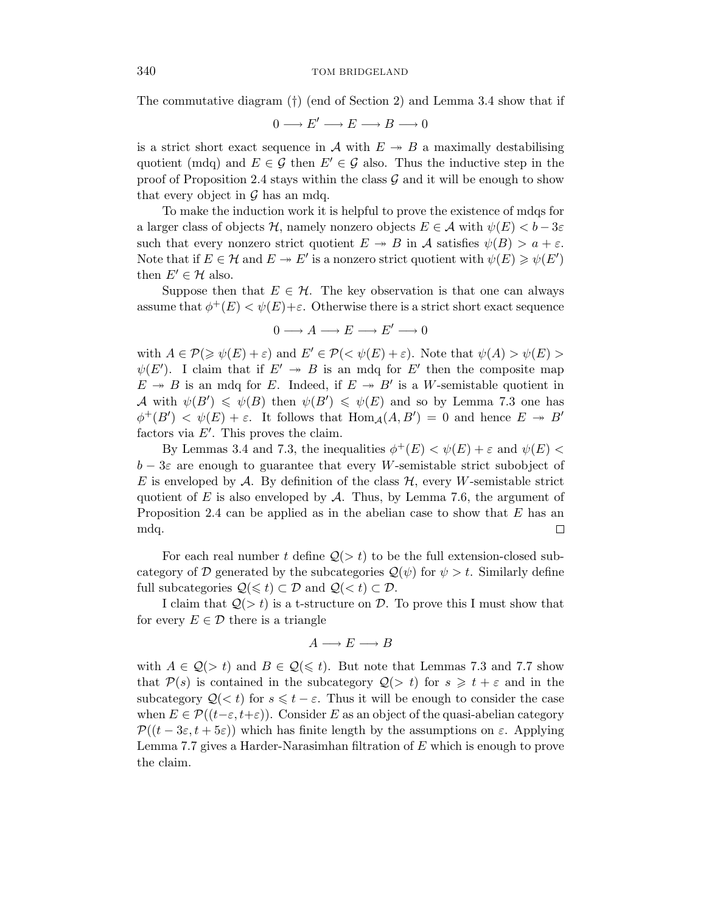The commutative diagram (†) (end of Section 2) and Lemma 3.4 show that if

$$0 \longrightarrow E' \longrightarrow E \longrightarrow B \longrightarrow 0$$

is a strict short exact sequence in $\mathcal{A}$ with $E \twoheadrightarrow B$ a maximally destabilising quotient (mdq) and $E \in \mathcal{G}$ then $E' \in \mathcal{G}$ also. Thus the inductive step in the proof of Proposition 2.4 stays within the class $\mathcal{G}$ and it will be enough to show that every object in $\mathcal{G}$ has an mdq.

To make the induction work it is helpful to prove the existence of mdqs for a larger class of objects $\mathcal{H}$, namely nonzero objects $E \in \mathcal{A}$ with $\psi(E) < b - 3\varepsilon$ such that every nonzero strict quotient $E \twoheadrightarrow B$ in $\mathcal{A}$ satisfies $\psi(B) > a + \varepsilon$. Note that if $E \in \mathcal{H}$ and $E \twoheadrightarrow E'$ is a nonzero strict quotient with $\psi(E) \geqslant \psi(E')$ then $E' \in \mathcal{H}$ also.

Suppose then that $E \in \mathcal{H}$. The key observation is that one can always assume that $\phi^+(E) < \psi(E) + \varepsilon$. Otherwise there is a strict short exact sequence

$$0 \longrightarrow A \longrightarrow E \longrightarrow E' \longrightarrow 0$$

with $A \in \mathcal{P}(\geqslant \psi(E) + \varepsilon)$ and $E' \in \mathcal{P}(< \psi(E) + \varepsilon)$. Note that $\psi(A) > \psi(E) > \psi(E')$. I claim that if $E' \twoheadrightarrow B$ is an mdq for $E'$ then the composite map $E \twoheadrightarrow B$ is an mdq for $E$. Indeed, if $E \twoheadrightarrow B'$ is a $W$-semistable quotient in $\mathcal{A}$ with $\psi(B') \leqslant \psi(B)$ then $\psi(B') \leqslant \psi(E)$ and so by Lemma 7.3 one has $\phi^+(B') < \psi(E) + \varepsilon$. It follows that $\operatorname{Hom}_{\mathcal{A}}(A, B') = 0$ and hence $E \twoheadrightarrow B'$ factors via $E'$. This proves the claim.

By Lemmas 3.4 and 7.3, the inequalities $\phi^+(E) < \psi(E) + \varepsilon$ and $\psi(E) < b - 3\varepsilon$ are enough to guarantee that every $W$-semistable strict subobject of $E$ is enveloped by $\mathcal{A}$. By definition of the class $\mathcal{H}$, every $W$-semistable strict quotient of $E$ is also enveloped by $\mathcal{A}$. Thus, by Lemma 7.6, the argument of Proposition 2.4 can be applied as in the abelian case to show that $E$ has an mdq. □

For each real number $t$ define $\mathcal{Q}(> t)$ to be the full extension-closed subcategory of $\mathcal{D}$ generated by the subcategories $\mathcal{Q}(\psi)$ for $\psi > t$. Similarly define full subcategories $\mathcal{Q}(\leqslant t) \subset \mathcal{D}$ and $\mathcal{Q}(< t) \subset \mathcal{D}$.

I claim that $\mathcal{Q}(> t)$ is a t-structure on $\mathcal{D}$. To prove this I must show that for every $E \in \mathcal{D}$ there is a triangle

$$A \longrightarrow E \longrightarrow B$$

with $A \in \mathcal{Q}(> t)$ and $B \in \mathcal{Q}(\leqslant t)$. But note that Lemmas 7.3 and 7.7 show that $\mathcal{P}(s)$ is contained in the subcategory $\mathcal{Q}(> t)$ for $s \geqslant t + \varepsilon$ and in the subcategory $\mathcal{Q}(< t)$ for $s \leqslant t - \varepsilon$. Thus it will be enough to consider the case when $E \in \mathcal{P}((t-\varepsilon, t+\varepsilon))$. Consider $E$ as an object of the quasi-abelian category $\mathcal{P}((t - 3\varepsilon, t + 5\varepsilon))$ which has finite length by the assumptions on $\varepsilon$. Applying Lemma 7.7 gives a Harder-Narasimhan filtration of $E$ which is enough to prove the claim.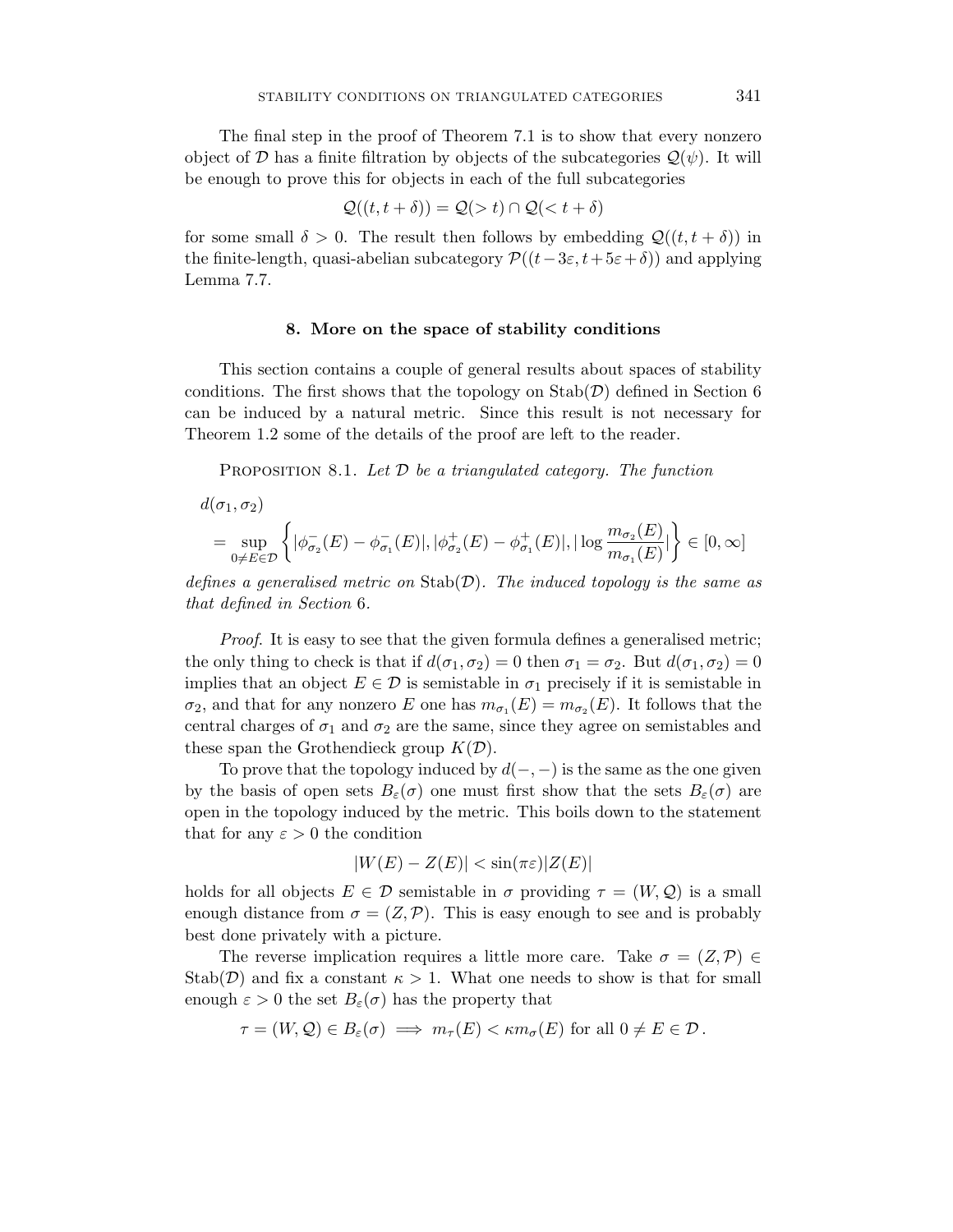The final step in the proof of Theorem 7.1 is to show that every nonzero object of $\mathcal{D}$ has a finite filtration by objects of the subcategories $\mathcal{Q}(\psi)$. It will be enough to prove this for objects in each of the full subcategories

$$\mathcal{Q}((t, t+\delta)) = \mathcal{Q}(>t) \cap \mathcal{Q}(<t+\delta)$$

for some small $\delta > 0$. The result then follows by embedding $\mathcal{Q}((t, t+\delta))$ in the finite-length, quasi-abelian subcategory $\mathcal{P}((t-3\varepsilon, t+5\varepsilon+\delta))$ and applying Lemma 7.7.

## 8. More on the space of stability conditions

This section contains a couple of general results about spaces of stability conditions. The first shows that the topology on $\operatorname{Stab}(\mathcal{D})$ defined in Section 6 can be induced by a natural metric. Since this result is not necessary for Theorem 1.2 some of the details of the proof are left to the reader.

Proposition 8.1. *Let $\mathcal{D}$ be a triangulated category. The function*

$$d(\sigma_1, \sigma_2) = \sup_{0 \neq E \in \mathcal{D}} \left\{ |\phi^-_{\sigma_2}(E) - \phi^-_{\sigma_1}(E)|, |\phi^+_{\sigma_2}(E) - \phi^+_{\sigma_1}(E)|, |\log \frac{m_{\sigma_2}(E)}{m_{\sigma_1}(E)}| \right\} \in [0, \infty]$$

*defines a generalised metric on $\operatorname{Stab}(\mathcal{D})$. The induced topology is the same as that defined in Section 6.*

*Proof.* It is easy to see that the given formula defines a generalised metric; the only thing to check is that if $d(\sigma_1, \sigma_2) = 0$ then $\sigma_1 = \sigma_2$. But $d(\sigma_1, \sigma_2) = 0$ implies that an object $E \in \mathcal{D}$ is semistable in $\sigma_1$ precisely if it is semistable in $\sigma_2$, and that for any nonzero $E$ one has $m_{\sigma_1}(E) = m_{\sigma_2}(E)$. It follows that the central charges of $\sigma_1$ and $\sigma_2$ are the same, since they agree on semistables and these span the Grothendieck group $K(\mathcal{D})$.

To prove that the topology induced by $d(-,-)$ is the same as the one given by the basis of open sets $B_\varepsilon(\sigma)$ one must first show that the sets $B_\varepsilon(\sigma)$ are open in the topology induced by the metric. This boils down to the statement that for any $\varepsilon > 0$ the condition

$$|W(E) - Z(E)| < \sin(\pi\varepsilon)|Z(E)|$$

holds for all objects $E \in \mathcal{D}$ semistable in $\sigma$ providing $\tau = (W, \mathcal{Q})$ is a small enough distance from $\sigma = (Z, \mathcal{P})$. This is easy enough to see and is probably best done privately with a picture.

The reverse implication requires a little more care. Take $\sigma = (Z, \mathcal{P}) \in \operatorname{Stab}(\mathcal{D})$ and fix a constant $\kappa > 1$. What one needs to show is that for small enough $\varepsilon > 0$ the set $B_\varepsilon(\sigma)$ has the property that

$$\tau = (W, \mathcal{Q}) \in B_\varepsilon(\sigma) \implies m_\tau(E) < \kappa m_\sigma(E) \text{ for all } 0 \neq E \in \mathcal{D}.$$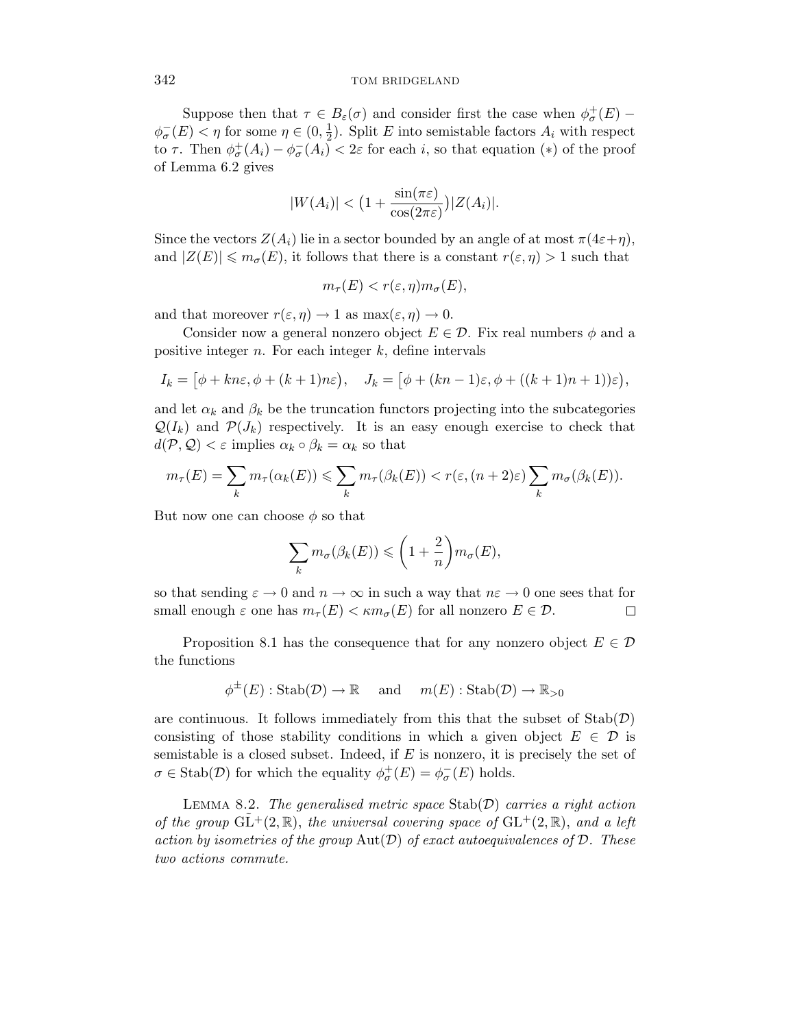Suppose then that $\tau \in B_\varepsilon(\sigma)$ and consider first the case when $\phi^+_\sigma(E) - \phi^-_\sigma(E) < \eta$ for some $\eta \in (0, \frac{1}{2})$. Split $E$ into semistable factors $A_i$ with respect to $\tau$. Then $\phi^+_\sigma(A_i) - \phi^-_\sigma(A_i) < 2\varepsilon$ for each $i$, so that equation $(*)$ of the proof of Lemma 6.2 gives

$$|W(A_i)| < \big(1 + \frac{\sin(\pi\varepsilon)}{\cos(2\pi\varepsilon)}\big)|Z(A_i)|.$$

Since the vectors $Z(A_i)$ lie in a sector bounded by an angle of at most $\pi(4\varepsilon+\eta)$, and $|Z(E)| \leqslant m_\sigma(E)$, it follows that there is a constant $r(\varepsilon,\eta) > 1$ such that

$$m_\tau(E) < r(\varepsilon,\eta) m_\sigma(E),$$

and that moreover $r(\varepsilon,\eta) \to 1$ as $\max(\varepsilon,\eta) \to 0$.

Consider now a general nonzero object $E \in \mathcal{D}$. Fix real numbers $\phi$ and a positive integer $n$. For each integer $k$, define intervals

$$I_k = \big[\phi + kn\varepsilon, \phi + (k+1)n\varepsilon\big), \quad J_k = \big[\phi + (kn-1)\varepsilon, \phi + ((k+1)n+1))\varepsilon\big),$$

and let $\alpha_k$ and $\beta_k$ be the truncation functors projecting into the subcategories $\mathcal{Q}(I_k)$ and $\mathcal{P}(J_k)$ respectively. It is an easy enough exercise to check that $d(\mathcal{P},\mathcal{Q}) < \varepsilon$ implies $\alpha_k \circ \beta_k = \alpha_k$ so that

$$m_\tau(E) = \sum_k m_\tau(\alpha_k(E)) \leqslant \sum_k m_\tau(\beta_k(E)) < r(\varepsilon, (n+2)\varepsilon) \sum_k m_\sigma(\beta_k(E)).$$

But now one can choose $\phi$ so that

$$\sum_k m_\sigma(\beta_k(E)) \leqslant \left(1 + \frac{2}{n}\right) m_\sigma(E),$$

so that sending $\varepsilon \to 0$ and $n \to \infty$ in such a way that $n\varepsilon \to 0$ one sees that for small enough $\varepsilon$ one has $m_\tau(E) < \kappa m_\sigma(E)$ for all nonzero $E \in \mathcal{D}$. □

Proposition 8.1 has the consequence that for any nonzero object $E \in \mathcal{D}$ the functions

$$\phi^{\pm}(E) : \operatorname{Stab}(\mathcal{D}) \to \mathbb{R} \quad \text{and} \quad m(E) : \operatorname{Stab}(\mathcal{D}) \to \mathbb{R}_{>0}$$

are continuous. It follows immediately from this that the subset of $\operatorname{Stab}(\mathcal{D})$ consisting of those stability conditions in which a given object $E \in \mathcal{D}$ is semistable is a closed subset. Indeed, if $E$ is nonzero, it is precisely the set of $\sigma \in \operatorname{Stab}(\mathcal{D})$ for which the equality $\phi^+_\sigma(E) = \phi^-_\sigma(E)$ holds.

Lemma 8.2. *The generalised metric space $\operatorname{Stab}(\mathcal{D})$ carries a right action of the group $\tilde{\mathrm{GL}}^+(2,\mathbb{R})$, the universal covering space of $\mathrm{GL}^+(2,\mathbb{R})$, and a left action by isometries of the group $\operatorname{Aut}(\mathcal{D})$ of exact autoequivalences of $\mathcal{D}$. These two actions commute.*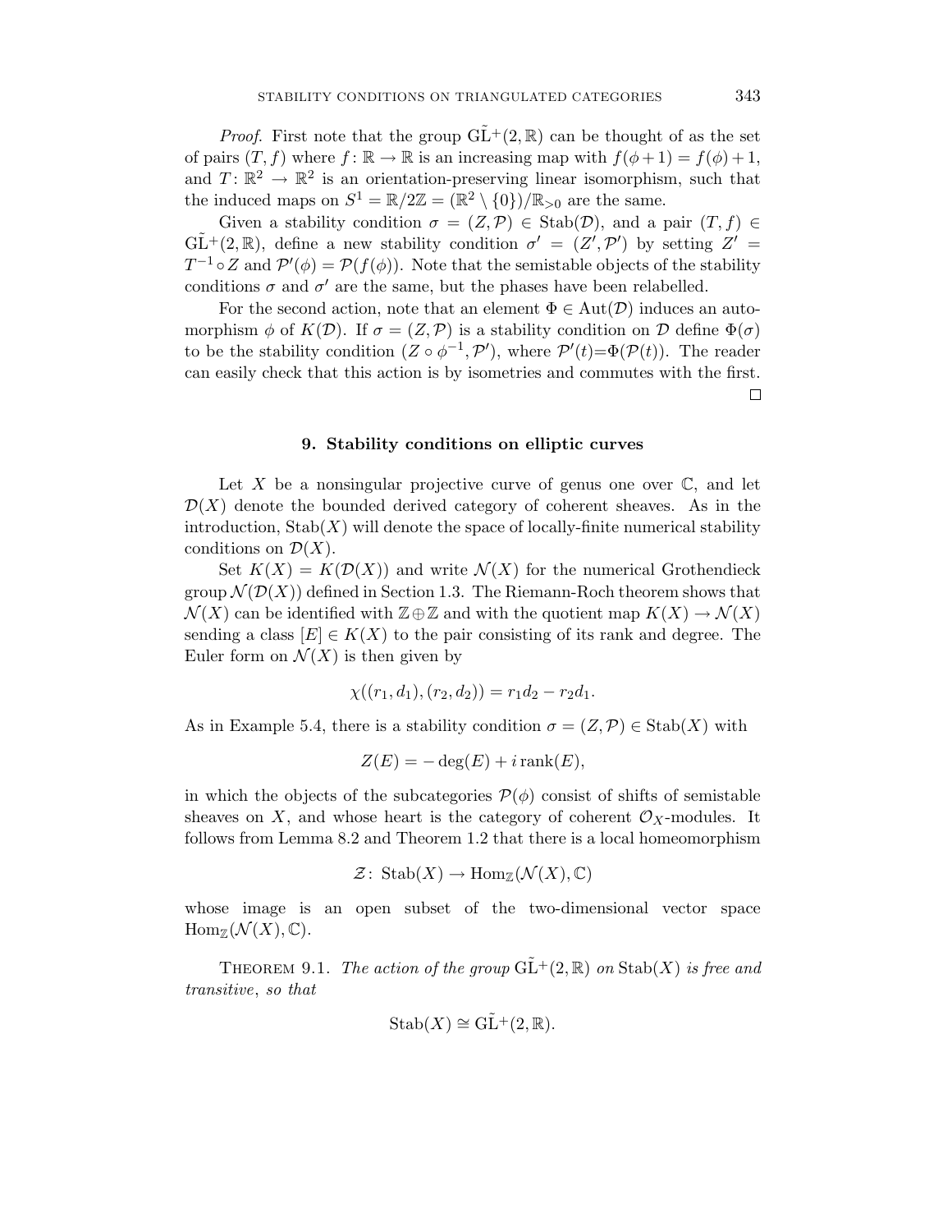*Proof.* First note that the group $\tilde{\mathrm{GL}}^+(2,\mathbb{R})$ can be thought of as the set of pairs $(T,f)$ where $f\colon \mathbb{R}\to\mathbb{R}$ is an increasing map with $f(\phi+1)=f(\phi)+1$, and $T\colon \mathbb{R}^2\to\mathbb{R}^2$ is an orientation-preserving linear isomorphism, such that the induced maps on $S^1=\mathbb{R}/2\mathbb{Z}=(\mathbb{R}^2\setminus\{0\})/\mathbb{R}_{>0}$ are the same.

Given a stability condition $\sigma=(Z,\mathcal{P})\in\mathrm{Stab}(\mathcal{D})$, and a pair $(T,f)\in\tilde{\mathrm{GL}}^+(2,\mathbb{R})$, define a new stability condition $\sigma'=(Z',\mathcal{P}')$ by setting $Z'=T^{-1}\circ Z$ and $\mathcal{P}'(\phi)=\mathcal{P}(f(\phi))$. Note that the semistable objects of the stability conditions $\sigma$ and $\sigma'$ are the same, but the phases have been relabelled.

For the second action, note that an element $\Phi\in\mathrm{Aut}(\mathcal{D})$ induces an automorphism $\phi$ of $K(\mathcal{D})$. If $\sigma=(Z,\mathcal{P})$ is a stability condition on $\mathcal{D}$ define $\Phi(\sigma)$ to be the stability condition $(Z\circ\phi^{-1},\mathcal{P}')$, where $\mathcal{P}'(t)=\Phi(\mathcal{P}(t))$. The reader can easily check that this action is by isometries and commutes with the first. $\square$

## 9. Stability conditions on elliptic curves

Let $X$ be a nonsingular projective curve of genus one over $\mathbb{C}$, and let $\mathcal{D}(X)$ denote the bounded derived category of coherent sheaves. As in the introduction, $\mathrm{Stab}(X)$ will denote the space of locally-finite numerical stability conditions on $\mathcal{D}(X)$.

Set $K(X)=K(\mathcal{D}(X))$ and write $\mathcal{N}(X)$ for the numerical Grothendieck group $\mathcal{N}(\mathcal{D}(X))$ defined in Section 1.3. The Riemann-Roch theorem shows that $\mathcal{N}(X)$ can be identified with $\mathbb{Z}\oplus\mathbb{Z}$ and with the quotient map $K(X)\to\mathcal{N}(X)$ sending a class $[E]\in K(X)$ to the pair consisting of its rank and degree. The Euler form on $\mathcal{N}(X)$ is then given by

$$\chi((r_1,d_1),(r_2,d_2))=r_1d_2-r_2d_1.$$

As in Example 5.4, there is a stability condition $\sigma=(Z,\mathcal{P})\in\mathrm{Stab}(X)$ with

$$Z(E)=-\deg(E)+i\,\mathrm{rank}(E),$$

in which the objects of the subcategories $\mathcal{P}(\phi)$ consist of shifts of semistable sheaves on $X$, and whose heart is the category of coherent $\mathcal{O}_X$-modules. It follows from Lemma 8.2 and Theorem 1.2 that there is a local homeomorphism

$$\mathcal{Z}\colon\ \mathrm{Stab}(X)\to\mathrm{Hom}_{\mathbb{Z}}(\mathcal{N}(X),\mathbb{C})$$

whose image is an open subset of the two-dimensional vector space $\mathrm{Hom}_{\mathbb{Z}}(\mathcal{N}(X),\mathbb{C})$.

THEOREM 9.1. *The action of the group* $\tilde{\mathrm{GL}}^+(2,\mathbb{R})$ *on* $\mathrm{Stab}(X)$ *is free and transitive, so that*

$$\mathrm{Stab}(X)\cong\tilde{\mathrm{GL}}^+(2,\mathbb{R}).$$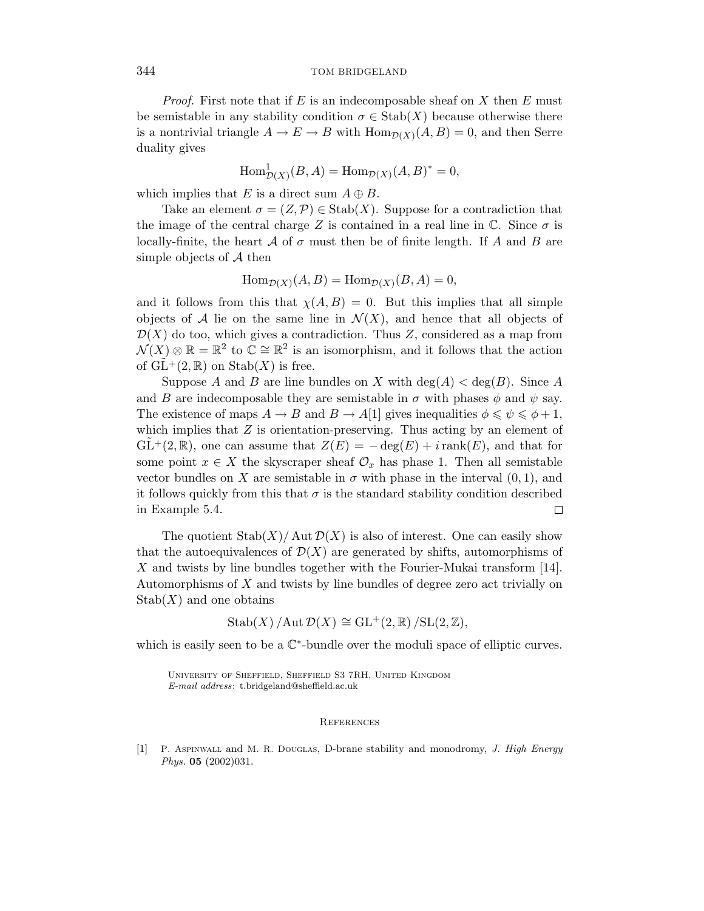*Proof.* First note that if $E$ is an indecomposable sheaf on $X$ then $E$ must be semistable in any stability condition $\sigma \in \operatorname{Stab}(X)$ because otherwise there is a nontrivial triangle $A \to E \to B$ with $\operatorname{Hom}_{\mathcal{D}(X)}(A, B) = 0$, and then Serre duality gives

$$\operatorname{Hom}^1_{\mathcal{D}(X)}(B, A) = \operatorname{Hom}_{\mathcal{D}(X)}(A, B)^* = 0,$$

which implies that $E$ is a direct sum $A \oplus B$.

Take an element $\sigma = (Z, \mathcal{P}) \in \operatorname{Stab}(X)$. Suppose for a contradiction that the image of the central charge $Z$ is contained in a real line in $\mathbb{C}$. Since $\sigma$ is locally-finite, the heart $\mathcal{A}$ of $\sigma$ must then be of finite length. If $A$ and $B$ are simple objects of $\mathcal{A}$ then

$$\operatorname{Hom}_{\mathcal{D}(X)}(A, B) = \operatorname{Hom}_{\mathcal{D}(X)}(B, A) = 0,$$

and it follows from this that $\chi(A, B) = 0$. But this implies that all simple objects of $\mathcal{A}$ lie on the same line in $\mathcal{N}(X)$, and hence that all objects of $\mathcal{D}(X)$ do too, which gives a contradiction. Thus $Z$, considered as a map from $\mathcal{N}(X) \otimes \mathbb{R} = \mathbb{R}^2$ to $\mathbb{C} \cong \mathbb{R}^2$ is an isomorphism, and it follows that the action of $\tilde{\operatorname{GL}}^+(2, \mathbb{R})$ on $\operatorname{Stab}(X)$ is free.

Suppose $A$ and $B$ are line bundles on $X$ with $\deg(A) < \deg(B)$. Since $A$ and $B$ are indecomposable they are semistable in $\sigma$ with phases $\phi$ and $\psi$ say. The existence of maps $A \to B$ and $B \to A[1]$ gives inequalities $\phi \leqslant \psi \leqslant \phi + 1$, which implies that $Z$ is orientation-preserving. Thus acting by an element of $\tilde{\operatorname{GL}}^+(2, \mathbb{R})$, one can assume that $Z(E) = -\deg(E) + i \operatorname{rank}(E)$, and that for some point $x \in X$ the skyscraper sheaf $\mathcal{O}_x$ has phase 1. Then all semistable vector bundles on $X$ are semistable in $\sigma$ with phase in the interval $(0, 1)$, and it follows quickly from this that $\sigma$ is the standard stability condition described in Example 5.4. $\square$

The quotient $\operatorname{Stab}(X)/\operatorname{Aut}\mathcal{D}(X)$ is also of interest. One can easily show that the autoequivalences of $\mathcal{D}(X)$ are generated by shifts, automorphisms of $X$ and twists by line bundles together with the Fourier-Mukai transform [14]. Automorphisms of $X$ and twists by line bundles of degree zero act trivially on $\operatorname{Stab}(X)$ and one obtains

$$\operatorname{Stab}(X) / \operatorname{Aut}\mathcal{D}(X) \cong \operatorname{GL}^+(2, \mathbb{R}) / \operatorname{SL}(2, \mathbb{Z}),$$

which is easily seen to be a $\mathbb{C}^*$-bundle over the moduli space of elliptic curves.

University of Sheffield, Sheffield S3 7RH, United Kingdom
*E-mail address*: t.bridgeland@sheffield.ac.uk

## References

[1] P. Aspinwall and M. R. Douglas, D-brane stability and monodromy, *J. High Energy Phys.* **05** (2002)031.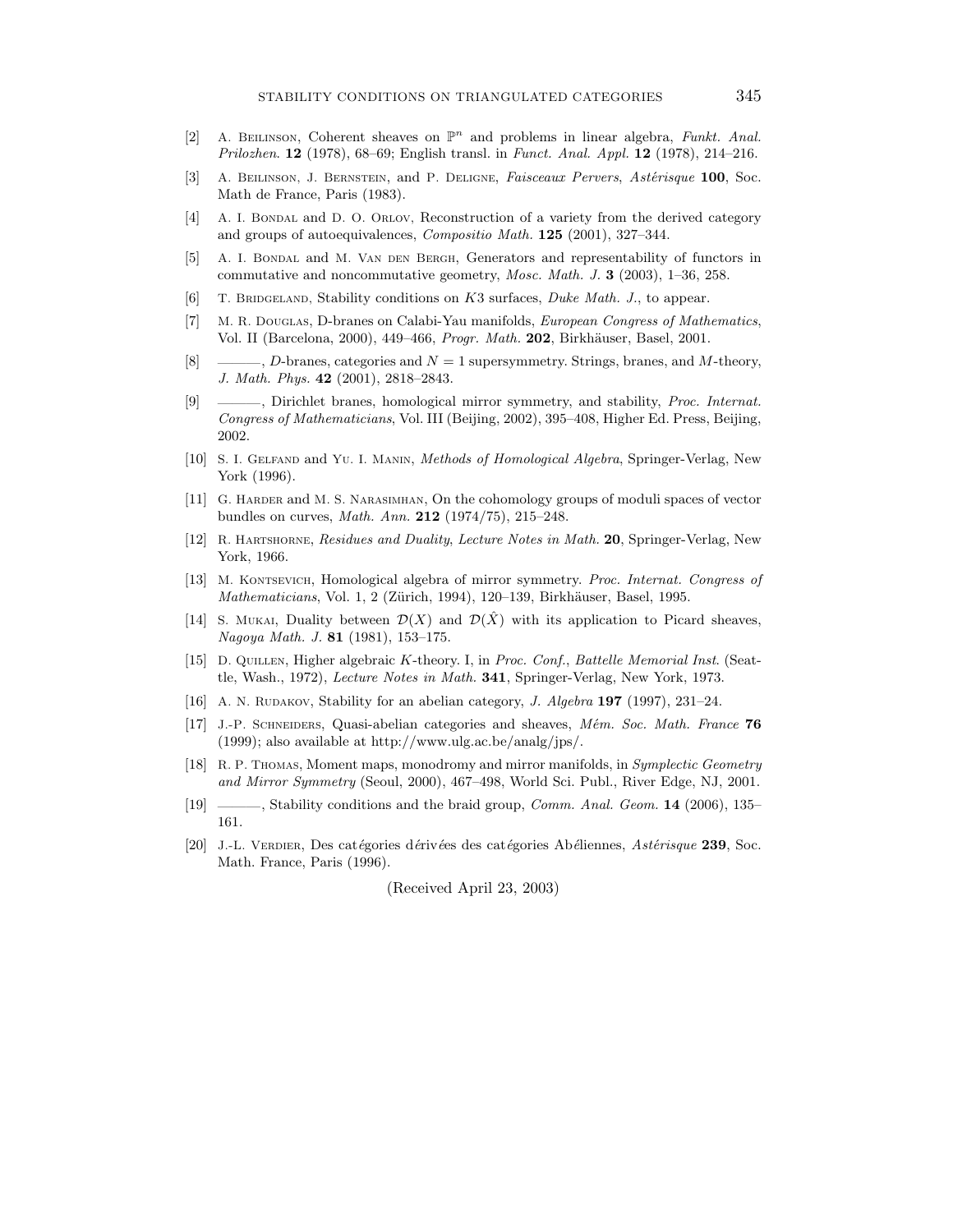[2] A. Beilinson, Coherent sheaves on $\mathbb{P}^n$ and problems in linear algebra, *Funkt. Anal. Prilozhen*. **12** (1978), 68–69; English transl. in *Funct. Anal. Appl.* **12** (1978), 214–216.

[3] A. Beilinson, J. Bernstein, and P. Deligne, *Faisceaux Pervers*, *Astérisque* **100**, Soc. Math de France, Paris (1983).

[4] A. I. Bondal and D. O. Orlov, Reconstruction of a variety from the derived category and groups of autoequivalences, *Compositio Math.* **125** (2001), 327–344.

[5] A. I. Bondal and M. Van den Bergh, Generators and representability of functors in commutative and noncommutative geometry, *Mosc. Math. J.* **3** (2003), 1–36, 258.

[6] T. Bridgeland, Stability conditions on $K3$ surfaces, *Duke Math. J.*, to appear.

[7] M. R. Douglas, D-branes on Calabi-Yau manifolds, *European Congress of Mathematics*, Vol. II (Barcelona, 2000), 449–466, *Progr. Math.* **202**, Birkhäuser, Basel, 2001.

[8] ———, *D*-branes, categories and $N = 1$ supersymmetry. Strings, branes, and $M$-theory, *J. Math. Phys.* **42** (2001), 2818–2843.

[9] ———, Dirichlet branes, homological mirror symmetry, and stability, *Proc. Internat. Congress of Mathematicians*, Vol. III (Beijing, 2002), 395–408, Higher Ed. Press, Beijing, 2002.

[10] S. I. Gelfand and Yu. I. Manin, *Methods of Homological Algebra*, Springer-Verlag, New York (1996).

[11] G. Harder and M. S. Narasimhan, On the cohomology groups of moduli spaces of vector bundles on curves, *Math. Ann.* **212** (1974/75), 215–248.

[12] R. Hartshorne, *Residues and Duality*, *Lecture Notes in Math.* **20**, Springer-Verlag, New York, 1966.

[13] M. Kontsevich, Homological algebra of mirror symmetry. *Proc. Internat. Congress of Mathematicians*, Vol. 1, 2 (Zürich, 1994), 120–139, Birkhäuser, Basel, 1995.

[14] S. Mukai, Duality between $\mathcal{D}(X)$ and $\mathcal{D}(\hat{X})$ with its application to Picard sheaves, *Nagoya Math. J.* **81** (1981), 153–175.

[15] D. Quillen, Higher algebraic $K$-theory. I, in *Proc. Conf., Battelle Memorial Inst.* (Seattle, Wash., 1972), *Lecture Notes in Math.* **341**, Springer-Verlag, New York, 1973.

[16] A. N. Rudakov, Stability for an abelian category, *J. Algebra* **197** (1997), 231–24.

[17] J.-P. Schneiders, Quasi-abelian categories and sheaves, *Mém. Soc. Math. France* **76** (1999); also available at http://www.ulg.ac.be/analg/jps/.

[18] R. P. Thomas, Moment maps, monodromy and mirror manifolds, in *Symplectic Geometry and Mirror Symmetry* (Seoul, 2000), 467–498, World Sci. Publ., River Edge, NJ, 2001.

[19] ———, Stability conditions and the braid group, *Comm. Anal. Geom.* **14** (2006), 135–161.

[20] J.-L. Verdier, Des catégories dérivées des catégories Abéliennes, *Astérisque* **239**, Soc. Math. France, Paris (1996).

(Received April 23, 2003)